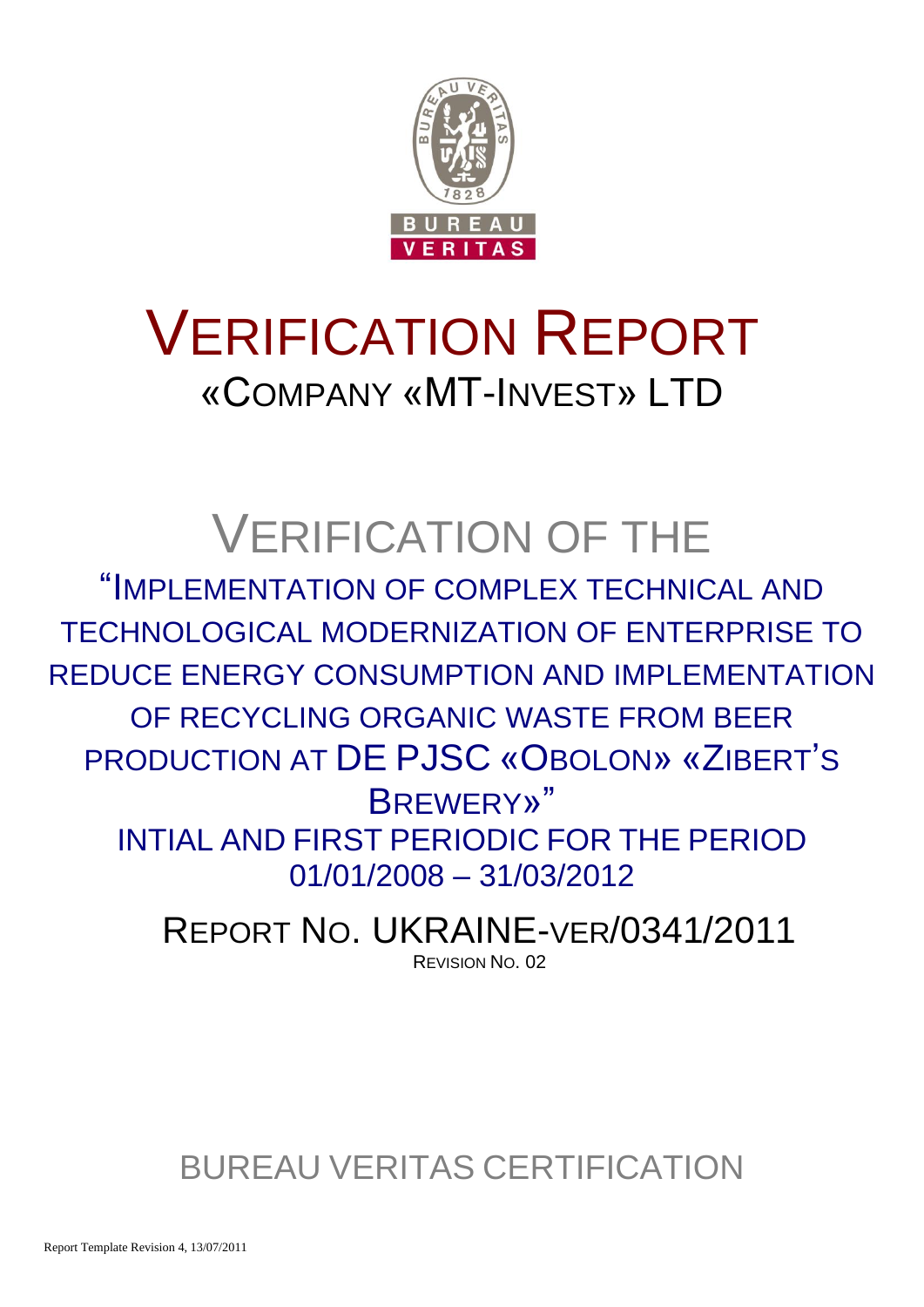# VERIFICATION REPORT

«COMPANY «MT-INVEST» LTD

# VERIFICATION OF THE

"IMPLEMENTATION OF COMPLEX TECHNICAL AND TECHNOLOGICAL MODERNIZATION OF ENTERPRISE TO REDUCE ENERGY CONSUMPTION AND IMPLEMENTATION OF RECYCLING ORGANIC WASTE FROM BEER PRODUCTION AT DE PJSC «OBOLON» «ZIBERT'S BREWERY»"

INTIAL AND FIRST PERIODIC FOR THE PERIOD 01/01/2008 – 31/03/2012

REPORT NO. UKRAINE-VER/0341/2011

REVISION NO. 02

BUREAU VERITAS CERTIFICATION

Report Template Revision 4, 13/07/2011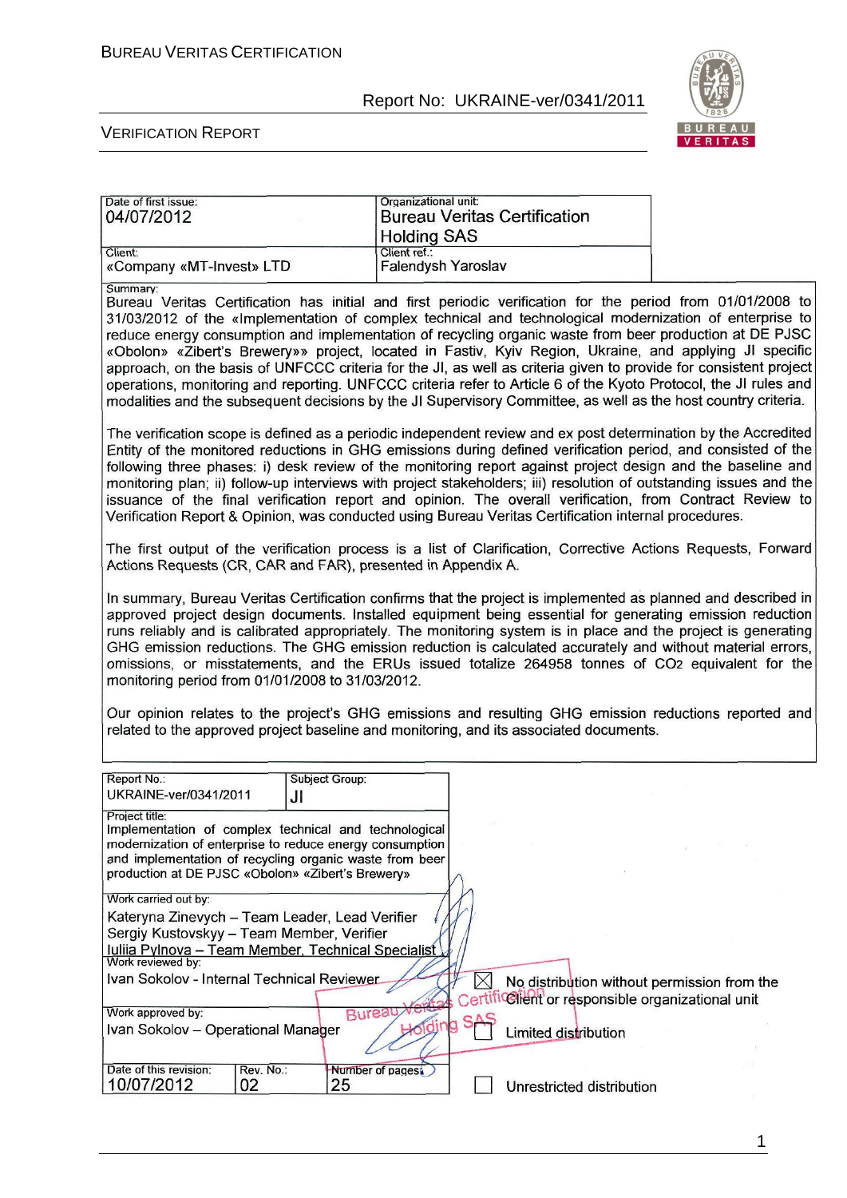| Date of first issue: 04/07/2012 | Organizational unit: Bureau Veritas Certification Holding SAS |
|---|---|
| Client: «Company «MT-Invest» LTD | Client ref.: Falendysh Yaroslav |

Summary:

Bureau Veritas Certification has initial and first periodic verification for the period from 01/01/2008 to 31/03/2012 of the «Implementation of complex technical and technological modernization of enterprise to reduce energy consumption and implementation of recycling organic waste from beer production at DE PJSC «Obolon» «Zibert's Brewery»» project, located in Fastiv, Kyiv Region, Ukraine, and applying JI specific approach, on the basis of UNFCCC criteria for the JI, as well as criteria given to provide for consistent project operations, monitoring and reporting. UNFCCC criteria refer to Article 6 of the Kyoto Protocol, the JI rules and modalities and the subsequent decisions by the JI Supervisory Committee, as well as the host country criteria.

The verification scope is defined as a periodic independent review and ex post determination by the Accredited Entity of the monitored reductions in GHG emissions during defined verification period, and consisted of the following three phases: i) desk review of the monitoring report against project design and the baseline and monitoring plan; ii) follow-up interviews with project stakeholders; iii) resolution of outstanding issues and the issuance of the final verification report and opinion. The overall verification, from Contract Review to Verification Report & Opinion, was conducted using Bureau Veritas Certification internal procedures.

The first output of the verification process is a list of Clarification, Corrective Actions Requests, Forward Actions Requests (CR, CAR and FAR), presented in Appendix A.

In summary, Bureau Veritas Certification confirms that the project is implemented as planned and described in approved project design documents. Installed equipment being essential for generating emission reduction runs reliably and is calibrated appropriately. The monitoring system is in place and the project is generating GHG emission reductions. The GHG emission reduction is calculated accurately and without material errors, omissions, or misstatements, and the ERUs issued totalize 264958 tonnes of $CO_2$ equivalent for the monitoring period from 01/01/2008 to 31/03/2012.

Our opinion relates to the project's GHG emissions and resulting GHG emission reductions reported and related to the approved project baseline and monitoring, and its associated documents.

| Report No.: UKRAINE-ver/0341/2011 | Subject Group: JI | |
|---|---|---|
| Project title: Implementation of complex technical and technological modernization of enterprise to reduce energy consumption and implementation of recycling organic waste from beer production at DE PJSC «Obolon» «Zibert's Brewery» | | |
| Work carried out by: Kateryna Zinevych – Team Leader, Lead Verifier; Sergiy Kustovskyy – Team Member, Verifier; Iuliia Pylnova – Team Member, Technical Specialist | | |
| Work reviewed by: Ivan Sokolov - Internal Technical Reviewer | | |
| Work approved by: Ivan Sokolov – Operational Manager | | |
| Date of this revision: 10/07/2012 | Rev. No.: 02 | Number of pages: 25 |

☒ No distribution without permission from the Client or responsible organizational unit

☐ Limited distribution

☐ Unrestricted distribution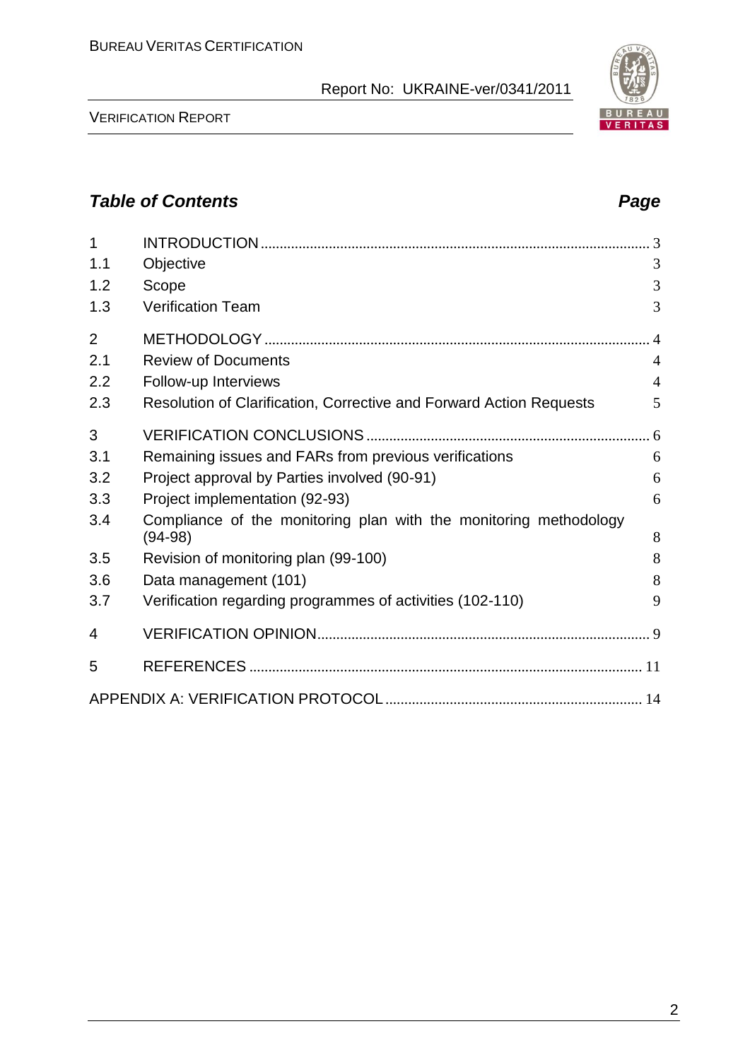## *Table of Contents* | *Page*

| | | |
|---|---|---|
| 1 | INTRODUCTION | 3 |
| 1.1 | Objective | 3 |
| 1.2 | Scope | 3 |
| 1.3 | Verification Team | 3 |
| 2 | METHODOLOGY | 4 |
| 2.1 | Review of Documents | 4 |
| 2.2 | Follow-up Interviews | 4 |
| 2.3 | Resolution of Clarification, Corrective and Forward Action Requests | 5 |
| 3 | VERIFICATION CONCLUSIONS | 6 |
| 3.1 | Remaining issues and FARs from previous verifications | 6 |
| 3.2 | Project approval by Parties involved (90-91) | 6 |
| 3.3 | Project implementation (92-93) | 6 |
| 3.4 | Compliance of the monitoring plan with the monitoring methodology (94-98) | 8 |
| 3.5 | Revision of monitoring plan (99-100) | 8 |
| 3.6 | Data management (101) | 8 |
| 3.7 | Verification regarding programmes of activities (102-110) | 9 |
| 4 | VERIFICATION OPINION | 9 |
| 5 | REFERENCES | 11 |
| | APPENDIX A: VERIFICATION PROTOCOL | 14 |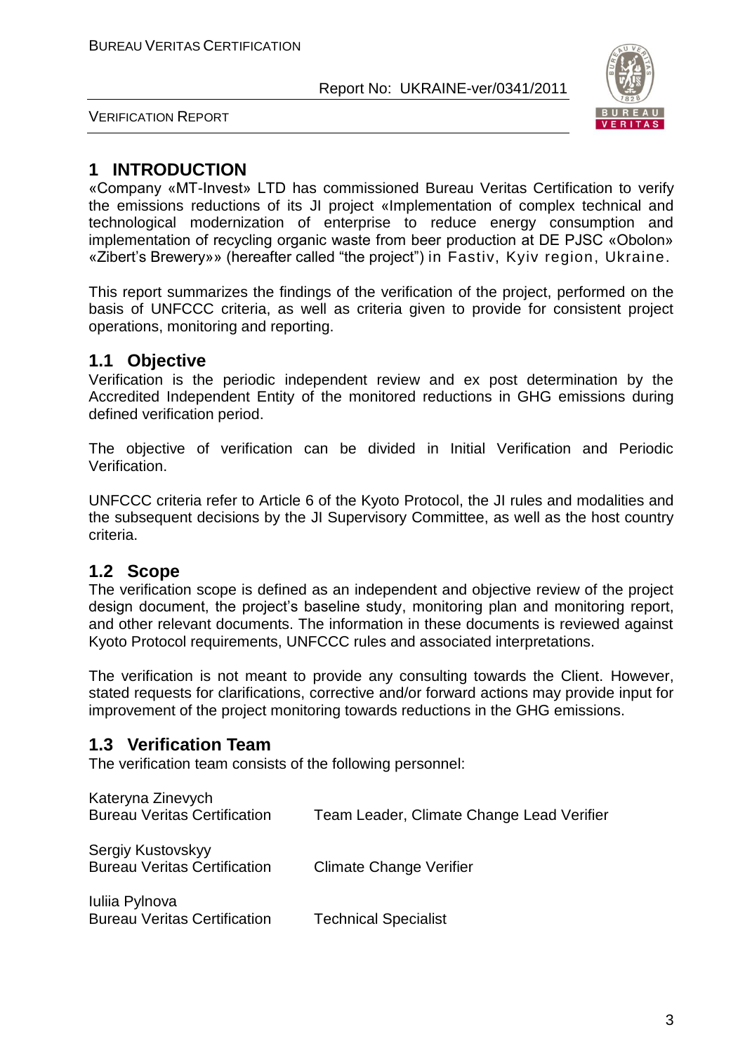# 1 INTRODUCTION

«Company «MT-Invest» LTD has commissioned Bureau Veritas Certification to verify the emissions reductions of its JI project «Implementation of complex technical and technological modernization of enterprise to reduce energy consumption and implementation of recycling organic waste from beer production at DE PJSC «Obolon» «Zibert's Brewery»» (hereafter called "the project") in Fastiv, Kyiv region, Ukraine.

This report summarizes the findings of the verification of the project, performed on the basis of UNFCCC criteria, as well as criteria given to provide for consistent project operations, monitoring and reporting.

## 1.1 Objective

Verification is the periodic independent review and ex post determination by the Accredited Independent Entity of the monitored reductions in GHG emissions during defined verification period.

The objective of verification can be divided in Initial Verification and Periodic Verification.

UNFCCC criteria refer to Article 6 of the Kyoto Protocol, the JI rules and modalities and the subsequent decisions by the JI Supervisory Committee, as well as the host country criteria.

## 1.2 Scope

The verification scope is defined as an independent and objective review of the project design document, the project's baseline study, monitoring plan and monitoring report, and other relevant documents. The information in these documents is reviewed against Kyoto Protocol requirements, UNFCCC rules and associated interpretations.

The verification is not meant to provide any consulting towards the Client. However, stated requests for clarifications, corrective and/or forward actions may provide input for improvement of the project monitoring towards reductions in the GHG emissions.

## 1.3 Verification Team

The verification team consists of the following personnel:

Kateryna Zinevych
Bureau Veritas Certification — Team Leader, Climate Change Lead Verifier

Sergiy Kustovskyy
Bureau Veritas Certification — Climate Change Verifier

Iuliia Pylnova
Bureau Veritas Certification — Technical Specialist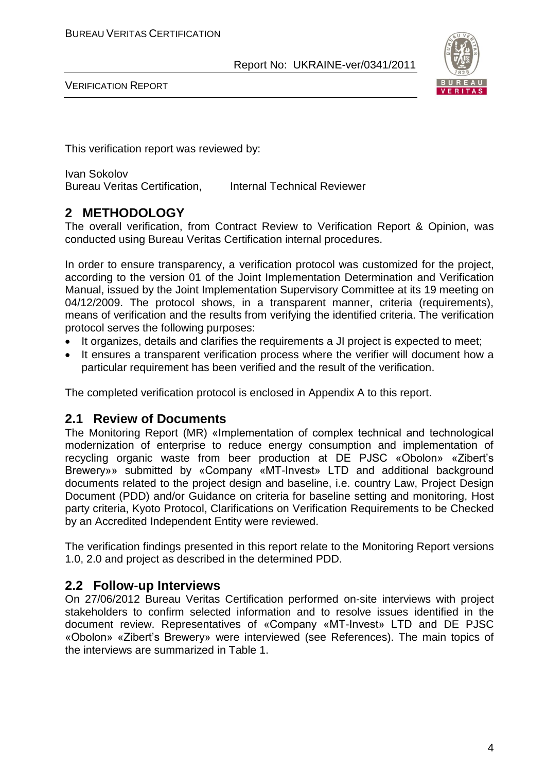This verification report was reviewed by:

Ivan Sokolov
Bureau Veritas Certification, Internal Technical Reviewer

## 2 METHODOLOGY

The overall verification, from Contract Review to Verification Report & Opinion, was conducted using Bureau Veritas Certification internal procedures.

In order to ensure transparency, a verification protocol was customized for the project, according to the version 01 of the Joint Implementation Determination and Verification Manual, issued by the Joint Implementation Supervisory Committee at its 19 meeting on 04/12/2009. The protocol shows, in a transparent manner, criteria (requirements), means of verification and the results from verifying the identified criteria. The verification protocol serves the following purposes:

- It organizes, details and clarifies the requirements a JI project is expected to meet;
- It ensures a transparent verification process where the verifier will document how a particular requirement has been verified and the result of the verification.

The completed verification protocol is enclosed in Appendix A to this report.

### 2.1 Review of Documents

The Monitoring Report (MR) «Implementation of complex technical and technological modernization of enterprise to reduce energy consumption and implementation of recycling organic waste from beer production at DE PJSC «Obolon» «Zibert's Brewery»» submitted by «Company «MT-Invest» LTD and additional background documents related to the project design and baseline, i.e. country Law, Project Design Document (PDD) and/or Guidance on criteria for baseline setting and monitoring, Host party criteria, Kyoto Protocol, Clarifications on Verification Requirements to be Checked by an Accredited Independent Entity were reviewed.

The verification findings presented in this report relate to the Monitoring Report versions 1.0, 2.0 and project as described in the determined PDD.

### 2.2 Follow-up Interviews

On 27/06/2012 Bureau Veritas Certification performed on-site interviews with project stakeholders to confirm selected information and to resolve issues identified in the document review. Representatives of «Company «MT-Invest» LTD and DE PJSC «Obolon» «Zibert's Brewery» were interviewed (see References). The main topics of the interviews are summarized in Table 1.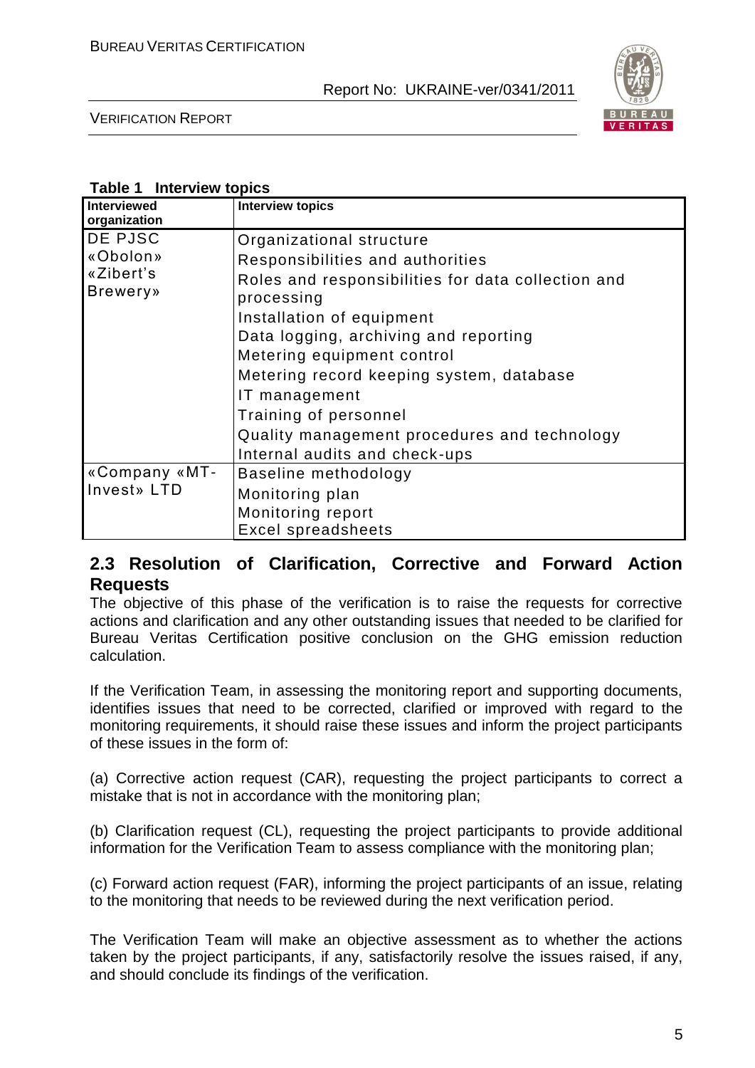**Table 1 Interview topics**

| Interviewed organization | Interview topics |
|---|---|
| DE PJSC «Obolon» «Zibert's Brewery» | Organizational structure<br>Responsibilities and authorities<br>Roles and responsibilities for data collection and processing<br>Installation of equipment<br>Data logging, archiving and reporting<br>Metering equipment control<br>Metering record keeping system, database<br>IT management<br>Training of personnel<br>Quality management procedures and technology<br>Internal audits and check-ups |
| «Company «MT-Invest» LTD | Baseline methodology<br>Monitoring plan<br>Monitoring report<br>Excel spreadsheets |

## 2.3 Resolution of Clarification, Corrective and Forward Action Requests

The objective of this phase of the verification is to raise the requests for corrective actions and clarification and any other outstanding issues that needed to be clarified for Bureau Veritas Certification positive conclusion on the GHG emission reduction calculation.

If the Verification Team, in assessing the monitoring report and supporting documents, identifies issues that need to be corrected, clarified or improved with regard to the monitoring requirements, it should raise these issues and inform the project participants of these issues in the form of:

(a) Corrective action request (CAR), requesting the project participants to correct a mistake that is not in accordance with the monitoring plan;

(b) Clarification request (CL), requesting the project participants to provide additional information for the Verification Team to assess compliance with the monitoring plan;

(c) Forward action request (FAR), informing the project participants of an issue, relating to the monitoring that needs to be reviewed during the next verification period.

The Verification Team will make an objective assessment as to whether the actions taken by the project participants, if any, satisfactorily resolve the issues raised, if any, and should conclude its findings of the verification.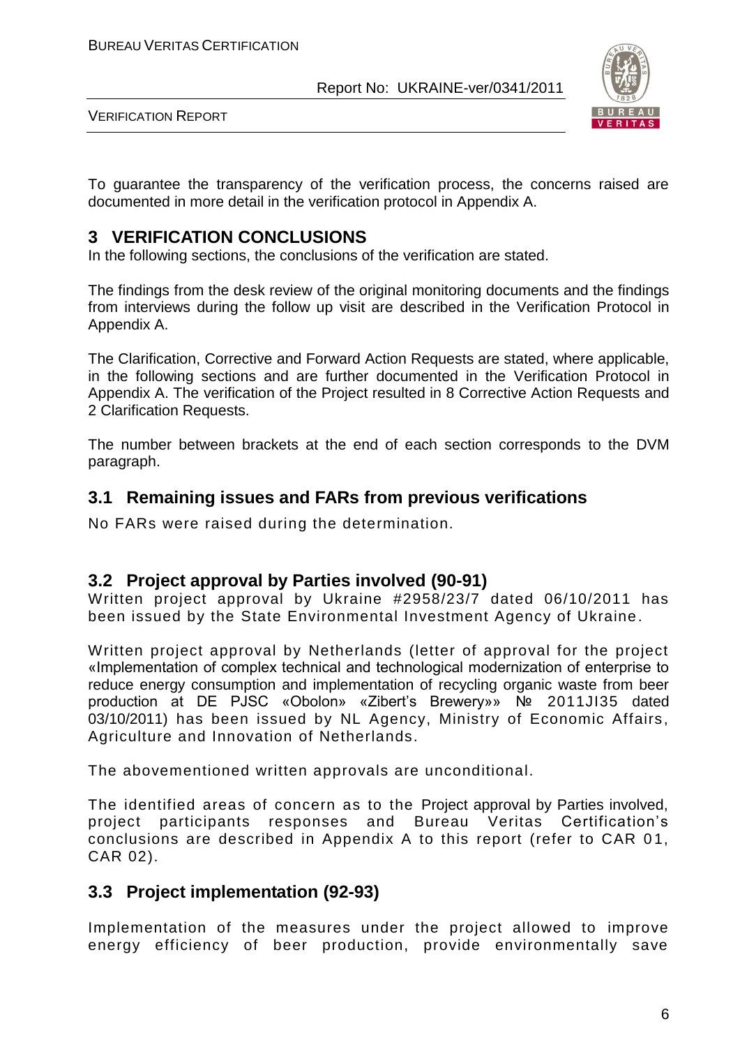To guarantee the transparency of the verification process, the concerns raised are documented in more detail in the verification protocol in Appendix A.

## 3 VERIFICATION CONCLUSIONS

In the following sections, the conclusions of the verification are stated.

The findings from the desk review of the original monitoring documents and the findings from interviews during the follow up visit are described in the Verification Protocol in Appendix A.

The Clarification, Corrective and Forward Action Requests are stated, where applicable, in the following sections and are further documented in the Verification Protocol in Appendix A. The verification of the Project resulted in 8 Corrective Action Requests and 2 Clarification Requests.

The number between brackets at the end of each section corresponds to the DVM paragraph.

### 3.1 Remaining issues and FARs from previous verifications

No FARs were raised during the determination.

### 3.2 Project approval by Parties involved (90-91)

Written project approval by Ukraine #2958/23/7 dated 06/10/2011 has been issued by the State Environmental Investment Agency of Ukraine.

Written project approval by Netherlands (letter of approval for the project «Implementation of complex technical and technological modernization of enterprise to reduce energy consumption and implementation of recycling organic waste from beer production at DE PJSC «Obolon» «Zibert's Brewery»» № 2011JI35 dated 03/10/2011) has been issued by NL Agency, Ministry of Economic Affairs, Agriculture and Innovation of Netherlands.

The abovementioned written approvals are unconditional.

The identified areas of concern as to the Project approval by Parties involved, project participants responses and Bureau Veritas Certification's conclusions are described in Appendix A to this report (refer to CAR 01, CAR 02).

### 3.3 Project implementation (92-93)

Implementation of the measures under the project allowed to improve energy efficiency of beer production, provide environmentally save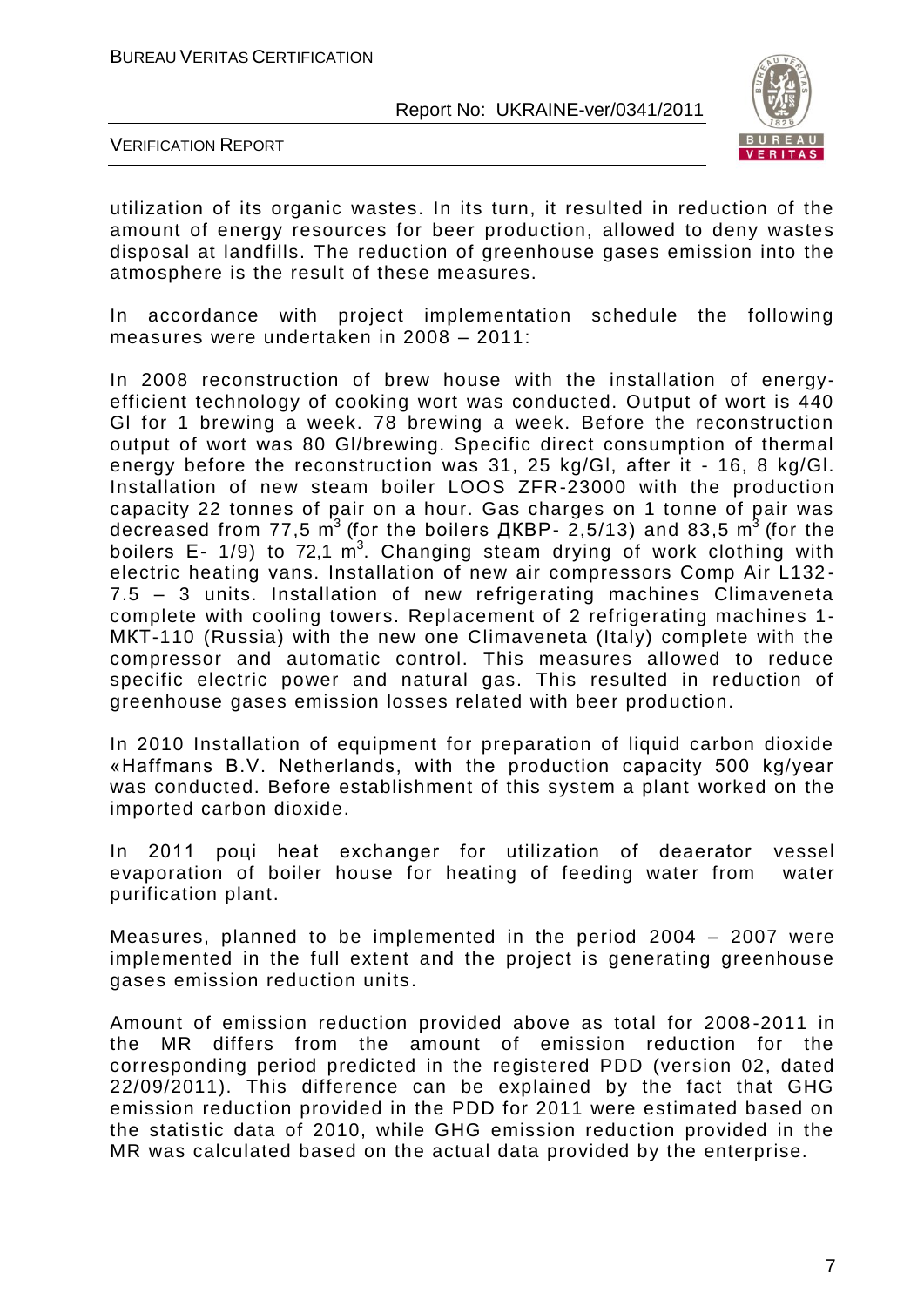utilization of its organic wastes. In its turn, it resulted in reduction of the amount of energy resources for beer production, allowed to deny wastes disposal at landfills. The reduction of greenhouse gases emission into the atmosphere is the result of these measures.

In accordance with project implementation schedule the following measures were undertaken in 2008 – 2011:

In 2008 reconstruction of brew house with the installation of energy-efficient technology of cooking wort was conducted. Output of wort is 440 Gl for 1 brewing a week. 78 brewing a week. Before the reconstruction output of wort was 80 Gl/brewing. Specific direct consumption of thermal energy before the reconstruction was 31, 25 kg/Gl, after it - 16, 8 kg/Gl. Installation of new steam boiler LOOS ZFR-23000 with the production capacity 22 tonnes of pair on a hour. Gas charges on 1 tonne of pair was decreased from 77,5 $m^3$ (for the boilers ДКВР- 2,5/13) and 83,5 $m^3$ (for the boilers E- 1/9) to 72,1 $m^3$. Changing steam drying of work clothing with electric heating vans. Installation of new air compressors Comp Air L132-7.5 – 3 units. Installation of new refrigerating machines Climaveneta complete with cooling towers. Replacement of 2 refrigerating machines 1-МКТ-110 (Russia) with the new one Climaveneta (Italy) complete with the compressor and automatic control. This measures allowed to reduce specific electric power and natural gas. This resulted in reduction of greenhouse gases emission losses related with beer production.

In 2010 Installation of equipment for preparation of liquid carbon dioxide «Haffmans B.V. Netherlands, with the production capacity 500 kg/year was conducted. Before establishment of this system a plant worked on the imported carbon dioxide.

In 2011 році heat exchanger for utilization of deaerator vessel evaporation of boiler house for heating of feeding water from water purification plant.

Measures, planned to be implemented in the period 2004 – 2007 were implemented in the full extent and the project is generating greenhouse gases emission reduction units.

Amount of emission reduction provided above as total for 2008-2011 in the MR differs from the amount of emission reduction for the corresponding period predicted in the registered PDD (version 02, dated 22/09/2011). This difference can be explained by the fact that GHG emission reduction provided in the PDD for 2011 were estimated based on the statistic data of 2010, while GHG emission reduction provided in the MR was calculated based on the actual data provided by the enterprise.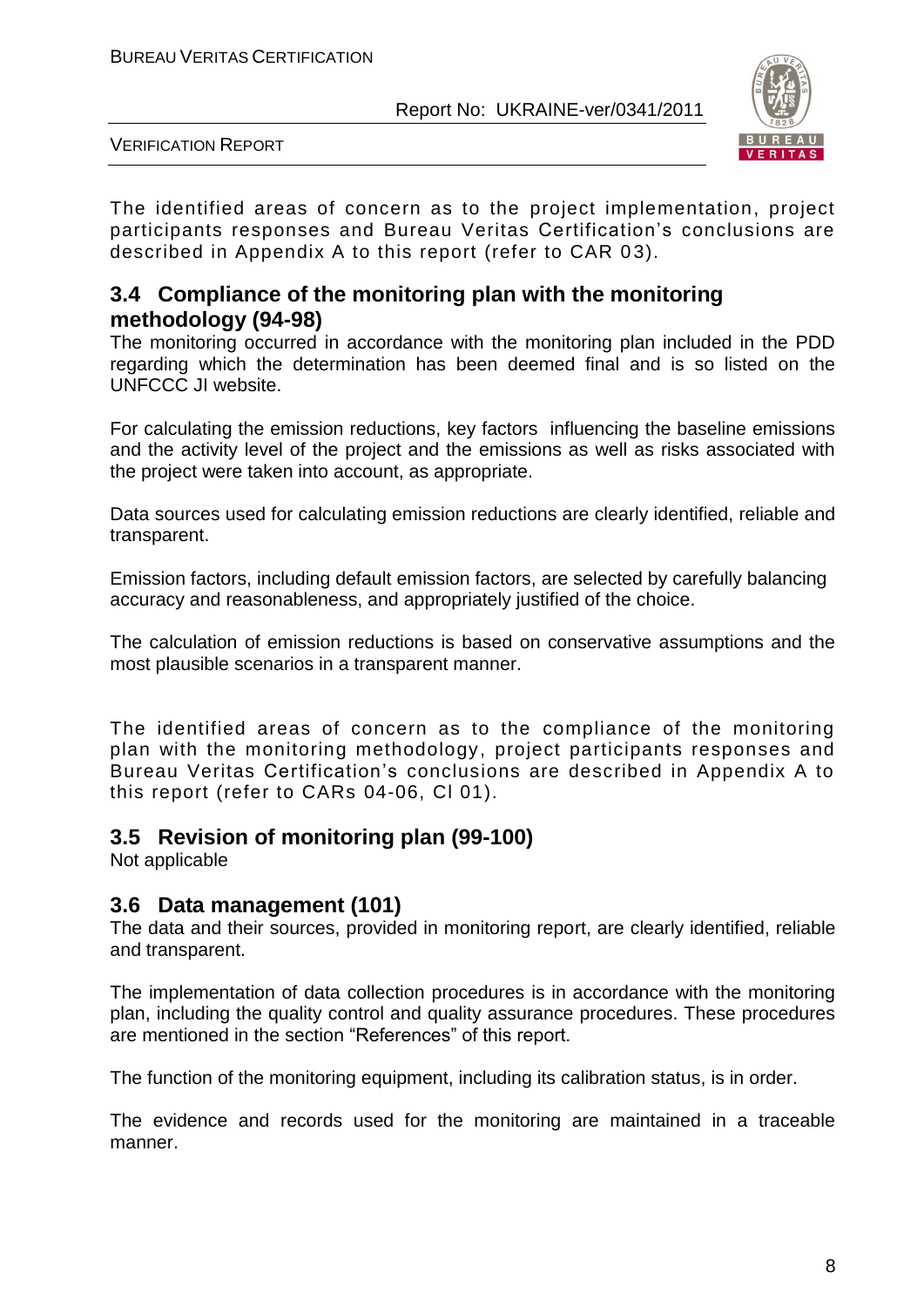The identified areas of concern as to the project implementation, project participants responses and Bureau Veritas Certification's conclusions are described in Appendix A to this report (refer to CAR 03).

## 3.4 Compliance of the monitoring plan with the monitoring methodology (94-98)

The monitoring occurred in accordance with the monitoring plan included in the PDD regarding which the determination has been deemed final and is so listed on the UNFCCC JI website.

For calculating the emission reductions, key factors influencing the baseline emissions and the activity level of the project and the emissions as well as risks associated with the project were taken into account, as appropriate.

Data sources used for calculating emission reductions are clearly identified, reliable and transparent.

Emission factors, including default emission factors, are selected by carefully balancing accuracy and reasonableness, and appropriately justified of the choice.

The calculation of emission reductions is based on conservative assumptions and the most plausible scenarios in a transparent manner.

The identified areas of concern as to the compliance of the monitoring plan with the monitoring methodology, project participants responses and Bureau Veritas Certification's conclusions are described in Appendix A to this report (refer to CARs 04-06, CI 01).

## 3.5 Revision of monitoring plan (99-100)

Not applicable

## 3.6 Data management (101)

The data and their sources, provided in monitoring report, are clearly identified, reliable and transparent.

The implementation of data collection procedures is in accordance with the monitoring plan, including the quality control and quality assurance procedures. These procedures are mentioned in the section "References" of this report.

The function of the monitoring equipment, including its calibration status, is in order.

The evidence and records used for the monitoring are maintained in a traceable manner.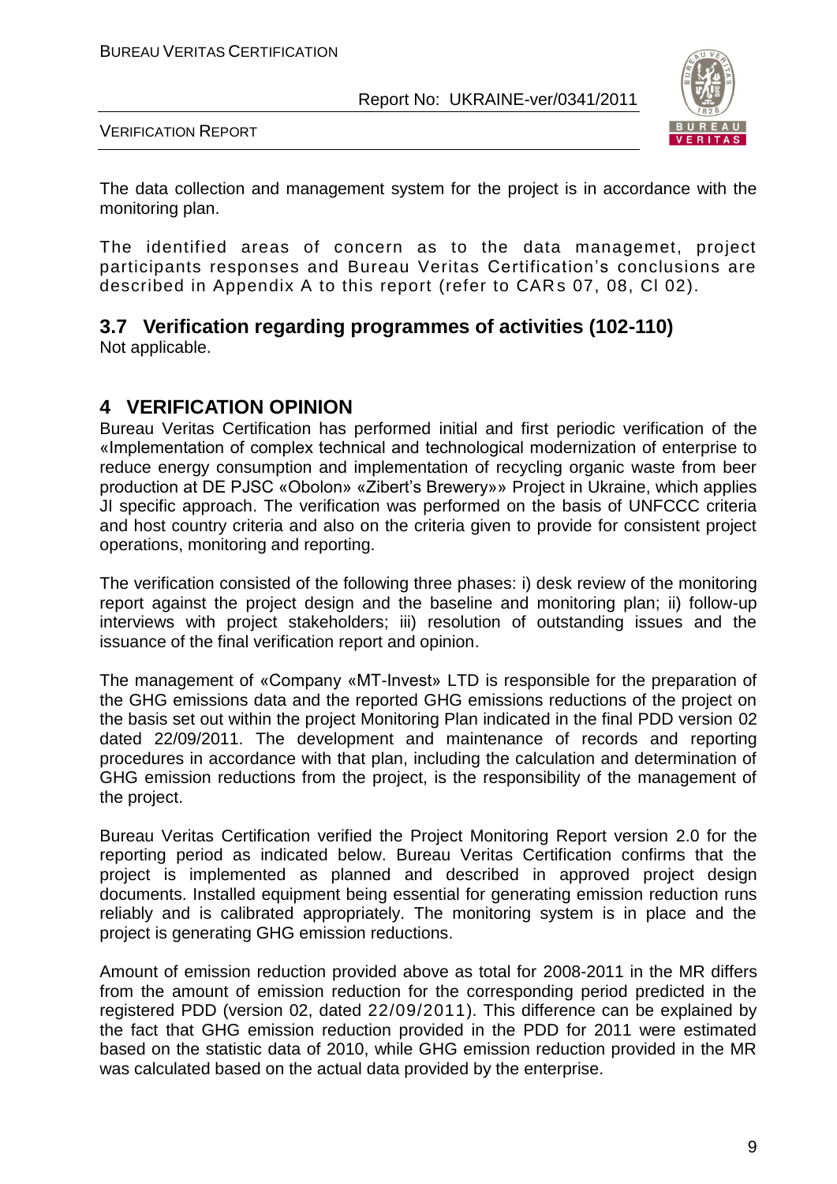The data collection and management system for the project is in accordance with the monitoring plan.

The identified areas of concern as to the data managemet, project participants responses and Bureau Veritas Certification's conclusions are described in Appendix A to this report (refer to CARs 07, 08, Cl 02).

## 3.7 Verification regarding programmes of activities (102-110)

Not applicable.

# 4 VERIFICATION OPINION

Bureau Veritas Certification has performed initial and first periodic verification of the «Implementation of complex technical and technological modernization of enterprise to reduce energy consumption and implementation of recycling organic waste from beer production at DE PJSC «Obolon» «Zibert's Brewery»» Project in Ukraine, which applies JI specific approach. The verification was performed on the basis of UNFCCC criteria and host country criteria and also on the criteria given to provide for consistent project operations, monitoring and reporting.

The verification consisted of the following three phases: i) desk review of the monitoring report against the project design and the baseline and monitoring plan; ii) follow-up interviews with project stakeholders; iii) resolution of outstanding issues and the issuance of the final verification report and opinion.

The management of «Company «MT-Invest» LTD is responsible for the preparation of the GHG emissions data and the reported GHG emissions reductions of the project on the basis set out within the project Monitoring Plan indicated in the final PDD version 02 dated 22/09/2011. The development and maintenance of records and reporting procedures in accordance with that plan, including the calculation and determination of GHG emission reductions from the project, is the responsibility of the management of the project.

Bureau Veritas Certification verified the Project Monitoring Report version 2.0 for the reporting period as indicated below. Bureau Veritas Certification confirms that the project is implemented as planned and described in approved project design documents. Installed equipment being essential for generating emission reduction runs reliably and is calibrated appropriately. The monitoring system is in place and the project is generating GHG emission reductions.

Amount of emission reduction provided above as total for 2008-2011 in the MR differs from the amount of emission reduction for the corresponding period predicted in the registered PDD (version 02, dated 22/09/2011). This difference can be explained by the fact that GHG emission reduction provided in the PDD for 2011 were estimated based on the statistic data of 2010, while GHG emission reduction provided in the MR was calculated based on the actual data provided by the enterprise.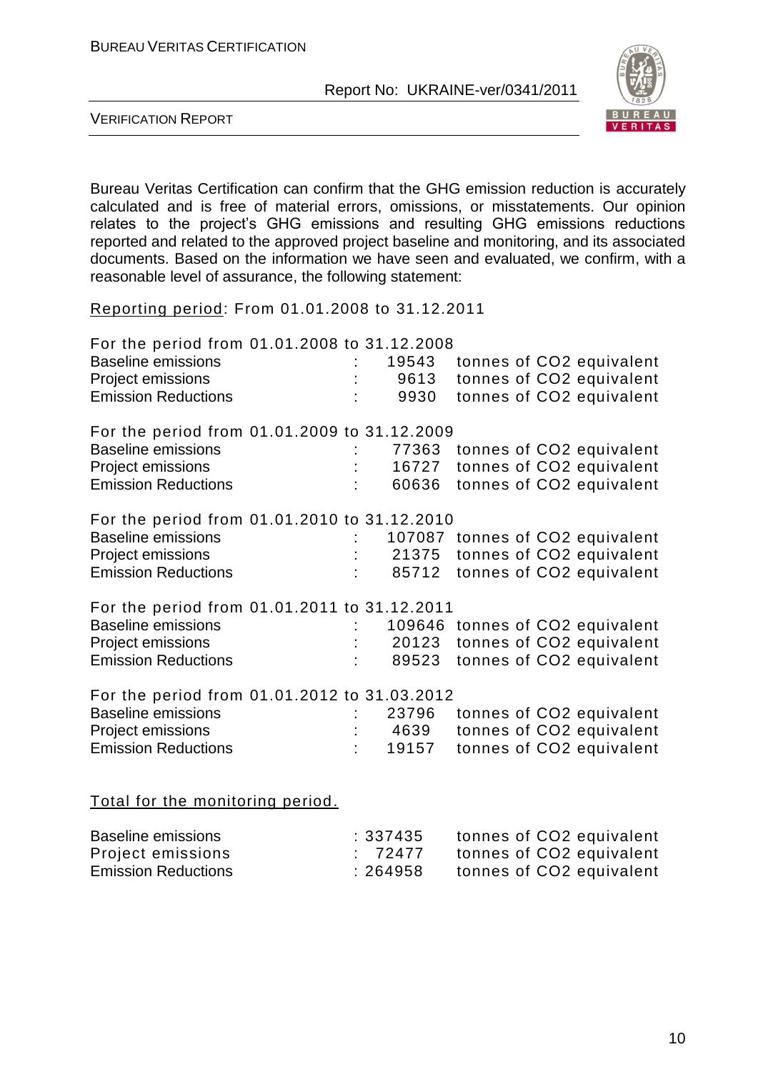Bureau Veritas Certification can confirm that the GHG emission reduction is accurately calculated and is free of material errors, omissions, or misstatements. Our opinion relates to the project's GHG emissions and resulting GHG emissions reductions reported and related to the approved project baseline and monitoring, and its associated documents. Based on the information we have seen and evaluated, we confirm, with a reasonable level of assurance, the following statement:

<u>Reporting period</u>: From 01.01.2008 to 31.12.2011

For the period from 01.01.2008 to 31.12.2008

| | | | |
|---|---|---|---|
| Baseline emissions | : | 19543 | tonnes of CO2 equivalent |
| Project emissions | : | 9613 | tonnes of CO2 equivalent |
| Emission Reductions | : | 9930 | tonnes of CO2 equivalent |

For the period from 01.01.2009 to 31.12.2009

| | | | |
|---|---|---|---|
| Baseline emissions | : | 77363 | tonnes of CO2 equivalent |
| Project emissions | : | 16727 | tonnes of CO2 equivalent |
| Emission Reductions | : | 60636 | tonnes of CO2 equivalent |

For the period from 01.01.2010 to 31.12.2010

| | | | |
|---|---|---|---|
| Baseline emissions | : | 107087 | tonnes of CO2 equivalent |
| Project emissions | : | 21375 | tonnes of CO2 equivalent |
| Emission Reductions | : | 85712 | tonnes of CO2 equivalent |

For the period from 01.01.2011 to 31.12.2011

| | | | |
|---|---|---|---|
| Baseline emissions | : | 109646 | tonnes of CO2 equivalent |
| Project emissions | : | 20123 | tonnes of CO2 equivalent |
| Emission Reductions | : | 89523 | tonnes of CO2 equivalent |

For the period from 01.01.2012 to 31.03.2012

| | | | |
|---|---|---|---|
| Baseline emissions | : | 23796 | tonnes of CO2 equivalent |
| Project emissions | : | 4639 | tonnes of CO2 equivalent |
| Emission Reductions | : | 19157 | tonnes of CO2 equivalent |

<u>Total for the monitoring period.</u>

| | | | |
|---|---|---|---|
| Baseline emissions | : | 337435 | tonnes of CO2 equivalent |
| Project emissions | : | 72477 | tonnes of CO2 equivalent |
| Emission Reductions | : | 264958 | tonnes of CO2 equivalent |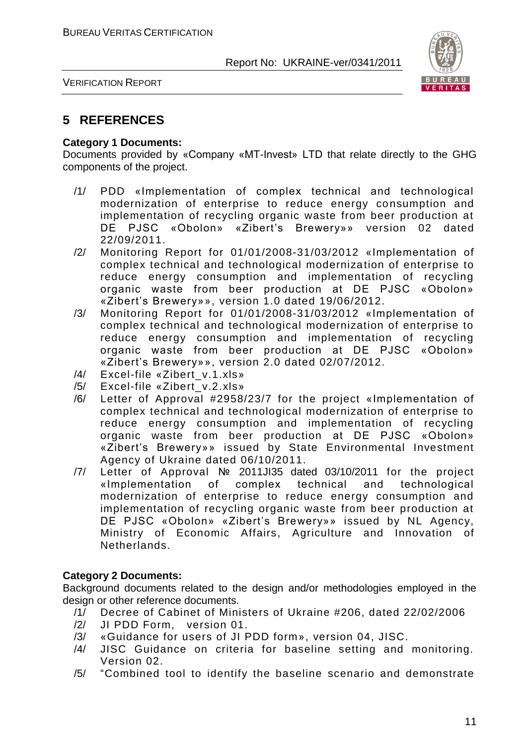# 5 REFERENCES

**Category 1 Documents:**

Documents provided by «Company «MT-Invest» LTD that relate directly to the GHG components of the project.

/1/ PDD «Implementation of complex technical and technological modernization of enterprise to reduce energy consumption and implementation of recycling organic waste from beer production at DE PJSC «Obolon» «Zibert's Brewery»» version 02 dated 22/09/2011.

/2/ Monitoring Report for 01/01/2008-31/03/2012 «Implementation of complex technical and technological modernization of enterprise to reduce energy consumption and implementation of recycling organic waste from beer production at DE PJSC «Obolon» «Zibert's Brewery»», version 1.0 dated 19/06/2012.

/3/ Monitoring Report for 01/01/2008-31/03/2012 «Implementation of complex technical and technological modernization of enterprise to reduce energy consumption and implementation of recycling organic waste from beer production at DE PJSC «Obolon» «Zibert's Brewery»», version 2.0 dated 02/07/2012.

/4/ Excel-file «Zibert_v.1.xls»

/5/ Excel-file «Zibert_v.2.xls»

/6/ Letter of Approval #2958/23/7 for the project «Implementation of complex technical and technological modernization of enterprise to reduce energy consumption and implementation of recycling organic waste from beer production at DE PJSC «Obolon» «Zibert's Brewery»» issued by State Environmental Investment Agency of Ukraine dated 06/10/2011.

/7/ Letter of Approval № 2011JI35 dated 03/10/2011 for the project «Implementation of complex technical and technological modernization of enterprise to reduce energy consumption and implementation of recycling organic waste from beer production at DE PJSC «Obolon» «Zibert's Brewery»» issued by NL Agency, Ministry of Economic Affairs, Agriculture and Innovation of Netherlands.

**Category 2 Documents:**

Background documents related to the design and/or methodologies employed in the design or other reference documents.

/1/ Decree of Cabinet of Ministers of Ukraine #206, dated 22/02/2006

/2/ JI PDD Form, version 01.

/3/ «Guidance for users of JI PDD form», version 04, JISC.

/4/ JISC Guidance on criteria for baseline setting and monitoring. Version 02.

/5/ "Combined tool to identify the baseline scenario and demonstrate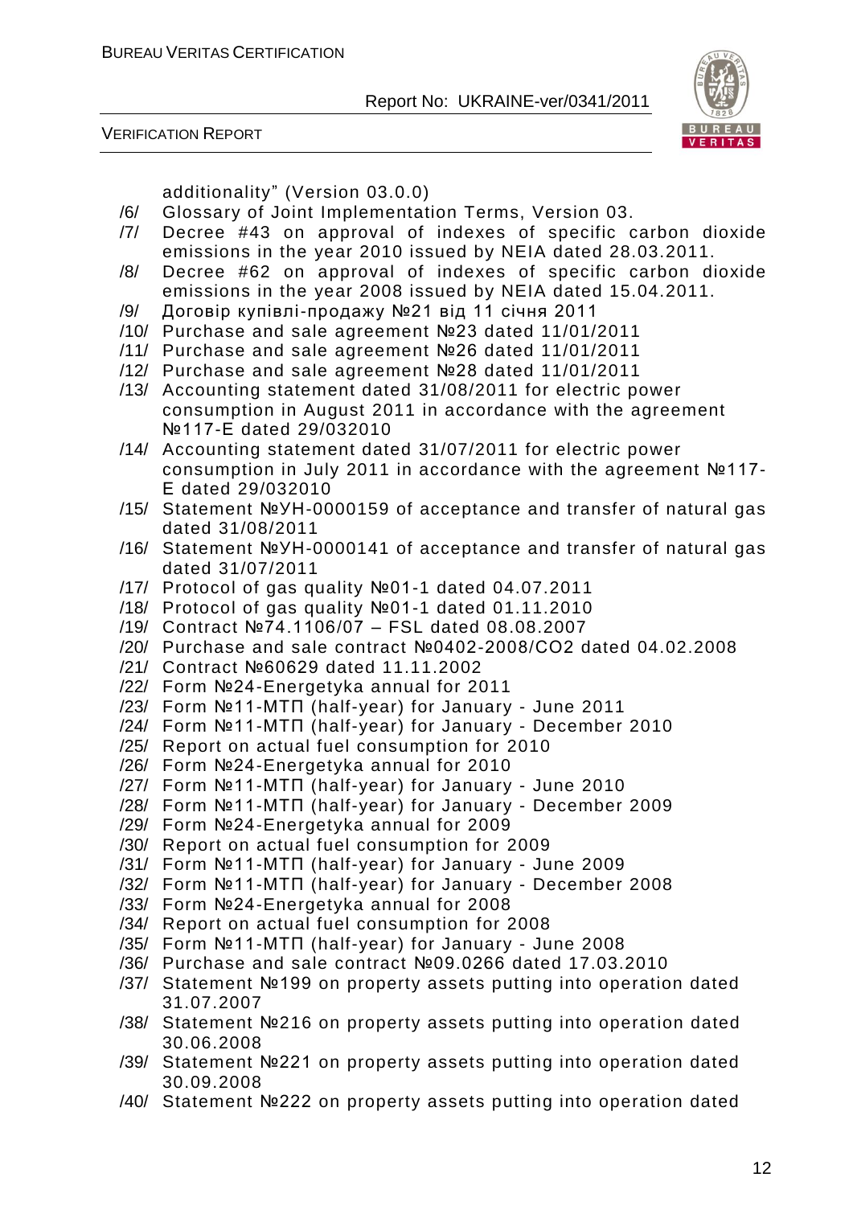additionality" (Version 03.0.0)

/6/ Glossary of Joint Implementation Terms, Version 03.

/7/ Decree #43 on approval of indexes of specific carbon dioxide emissions in the year 2010 issued by NEIA dated 28.03.2011.

/8/ Decree #62 on approval of indexes of specific carbon dioxide emissions in the year 2008 issued by NEIA dated 15.04.2011.

/9/ Договір купівлі-продажу №21 від 11 січня 2011

/10/ Purchase and sale agreement №23 dated 11/01/2011

/11/ Purchase and sale agreement №26 dated 11/01/2011

/12/ Purchase and sale agreement №28 dated 11/01/2011

/13/ Accounting statement dated 31/08/2011 for electric power consumption in August 2011 in accordance with the agreement №117-E dated 29/032010

/14/ Accounting statement dated 31/07/2011 for electric power consumption in July 2011 in accordance with the agreement №117-E dated 29/032010

/15/ Statement №УН-0000159 of acceptance and transfer of natural gas dated 31/08/2011

/16/ Statement №УН-0000141 of acceptance and transfer of natural gas dated 31/07/2011

/17/ Protocol of gas quality №01-1 dated 04.07.2011

/18/ Protocol of gas quality №01-1 dated 01.11.2010

/19/ Contract №74.1106/07 – FSL dated 08.08.2007

/20/ Purchase and sale contract №0402-2008/CO2 dated 04.02.2008

/21/ Contract №60629 dated 11.11.2002

/22/ Form №24-Energetyka annual for 2011

/23/ Form №11-МТП (half-year) for January - June 2011

/24/ Form №11-МТП (half-year) for January - December 2010

/25/ Report on actual fuel consumption for 2010

/26/ Form №24-Energetyka annual for 2010

/27/ Form №11-МТП (half-year) for January - June 2010

/28/ Form №11-МТП (half-year) for January - December 2009

/29/ Form №24-Energetyka annual for 2009

/30/ Report on actual fuel consumption for 2009

/31/ Form №11-МТП (half-year) for January - June 2009

/32/ Form №11-МТП (half-year) for January - December 2008

/33/ Form №24-Energetyka annual for 2008

/34/ Report on actual fuel consumption for 2008

/35/ Form №11-МТП (half-year) for January - June 2008

/36/ Purchase and sale contract №09.0266 dated 17.03.2010

/37/ Statement №199 on property assets putting into operation dated 31.07.2007

/38/ Statement №216 on property assets putting into operation dated 30.06.2008

/39/ Statement №221 on property assets putting into operation dated 30.09.2008

/40/ Statement №222 on property assets putting into operation dated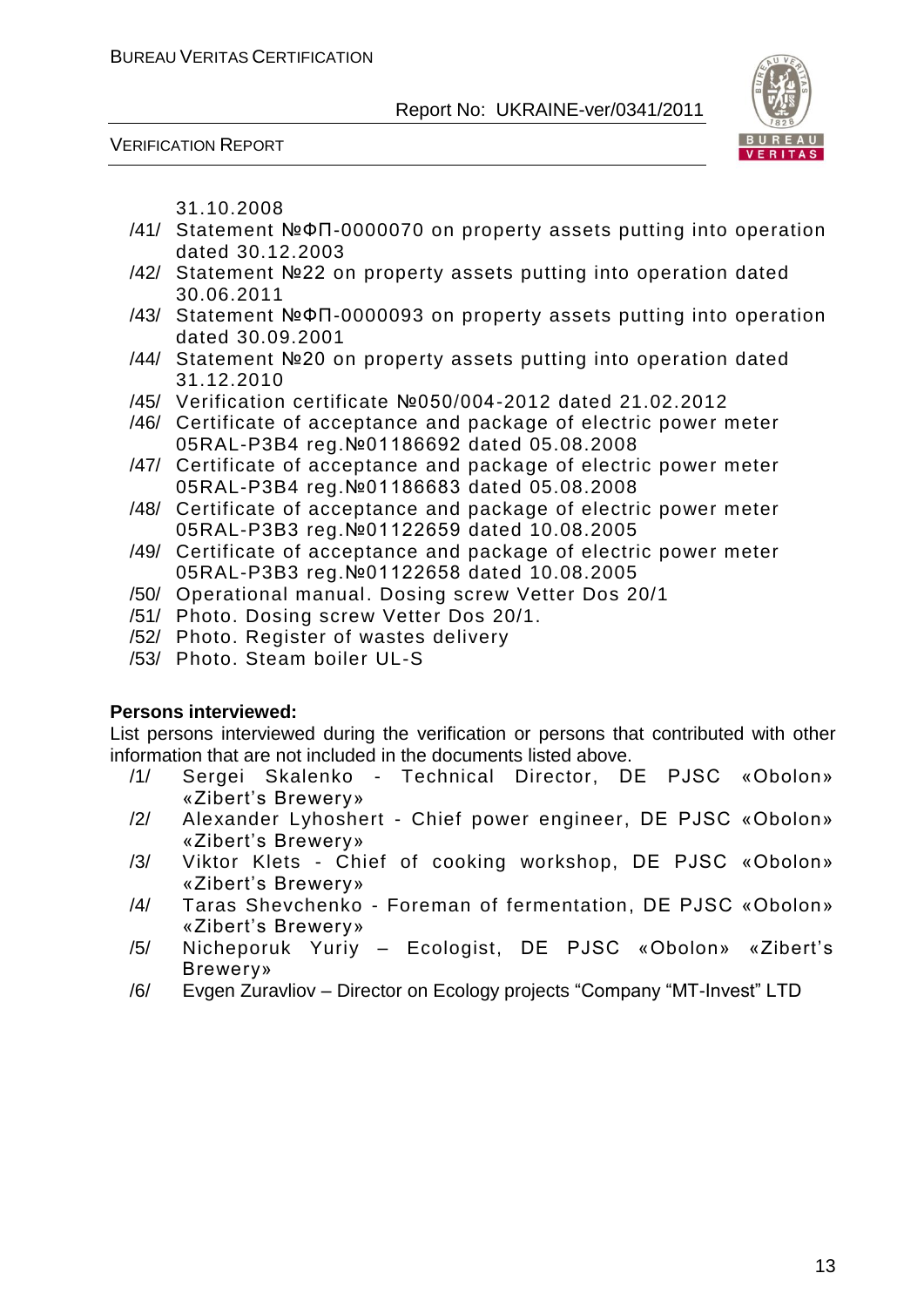31.10.2008

/41/ Statement №ФП-0000070 on property assets putting into operation dated 30.12.2003

/42/ Statement №22 on property assets putting into operation dated 30.06.2011

/43/ Statement №ФП-0000093 on property assets putting into operation dated 30.09.2001

/44/ Statement №20 on property assets putting into operation dated 31.12.2010

/45/ Verification certificate №050/004-2012 dated 21.02.2012

/46/ Certificate of acceptance and package of electric power meter 05RAL-P3B4 reg.№01186692 dated 05.08.2008

/47/ Certificate of acceptance and package of electric power meter 05RAL-P3B4 reg.№01186683 dated 05.08.2008

/48/ Certificate of acceptance and package of electric power meter 05RAL-P3B3 reg.№01122659 dated 10.08.2005

/49/ Certificate of acceptance and package of electric power meter 05RAL-P3B3 reg.№01122658 dated 10.08.2005

/50/ Operational manual. Dosing screw Vetter Dos 20/1

/51/ Photo. Dosing screw Vetter Dos 20/1.

/52/ Photo. Register of wastes delivery

/53/ Photo. Steam boiler UL-S

**Persons interviewed:**

List persons interviewed during the verification or persons that contributed with other information that are not included in the documents listed above.

/1/ Sergei Skalenko - Technical Director, DE PJSC «Obolon» «Zibert's Brewery»

/2/ Alexander Lyhoshert - Chief power engineer, DE PJSC «Obolon» «Zibert's Brewery»

/3/ Viktor Klets - Chief of cooking workshop, DE PJSC «Obolon» «Zibert's Brewery»

/4/ Taras Shevchenko - Foreman of fermentation, DE PJSC «Obolon» «Zibert's Brewery»

/5/ Nicheporuk Yuriy – Ecologist, DE PJSC «Obolon» «Zibert's Brewery»

/6/ Evgen Zuravliov – Director on Ecology projects "Company "MT-Invest" LTD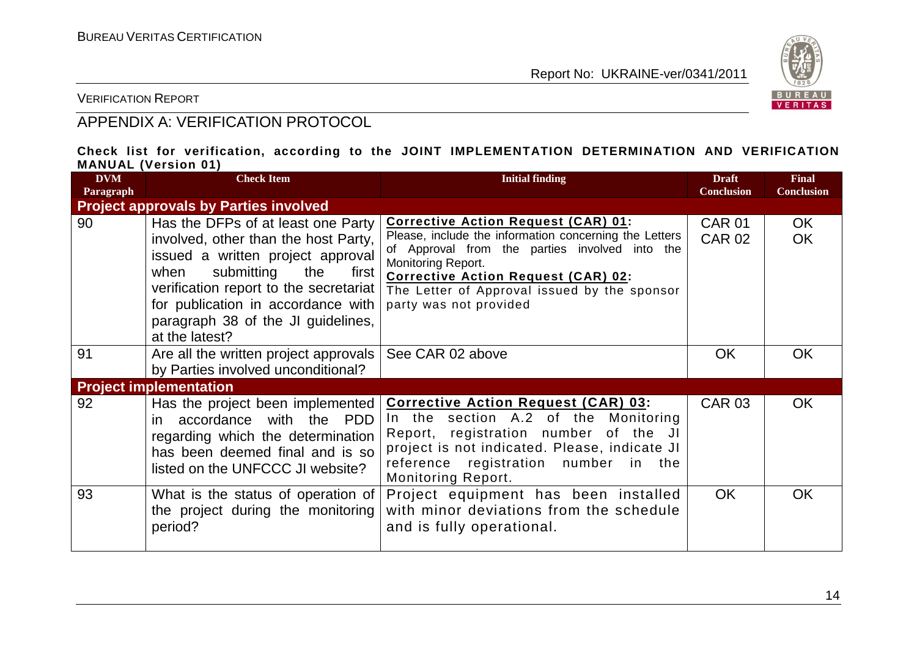## APPENDIX A: VERIFICATION PROTOCOL

**Check list for verification, according to the JOINT IMPLEMENTATION DETERMINATION AND VERIFICATION MANUAL (Version 01)**

| DVM Paragraph | Check Item | Initial finding | Draft Conclusion | Final Conclusion |
|---|---|---|---|---|
| **Project approvals by Parties involved** | | | | |
| 90 | Has the DFPs of at least one Party involved, other than the host Party, issued a written project approval when submitting the first verification report to the secretariat for publication in accordance with paragraph 38 of the JI guidelines, at the latest? | **Corrective Action Request (CAR) 01:** Please, include the information concerning the Letters of Approval from the parties involved into the Monitoring Report. **Corrective Action Request (CAR) 02:** The Letter of Approval issued by the sponsor party was not provided | CAR 01 CAR 02 | OK OK |
| 91 | Are all the written project approvals by Parties involved unconditional? | See CAR 02 above | OK | OK |
| **Project implementation** | | | | |
| 92 | Has the project been implemented in accordance with the PDD regarding which the determination has been deemed final and is so listed on the UNFCCC JI website? | **Corrective Action Request (CAR) 03:** In the section A.2 of the Monitoring Report, registration number of the JI project is not indicated. Please, indicate JI reference registration number in the Monitoring Report. | CAR 03 | OK |
| 93 | What is the status of operation of the project during the monitoring period? | Project equipment has been installed with minor deviations from the schedule and is fully operational. | OK | OK |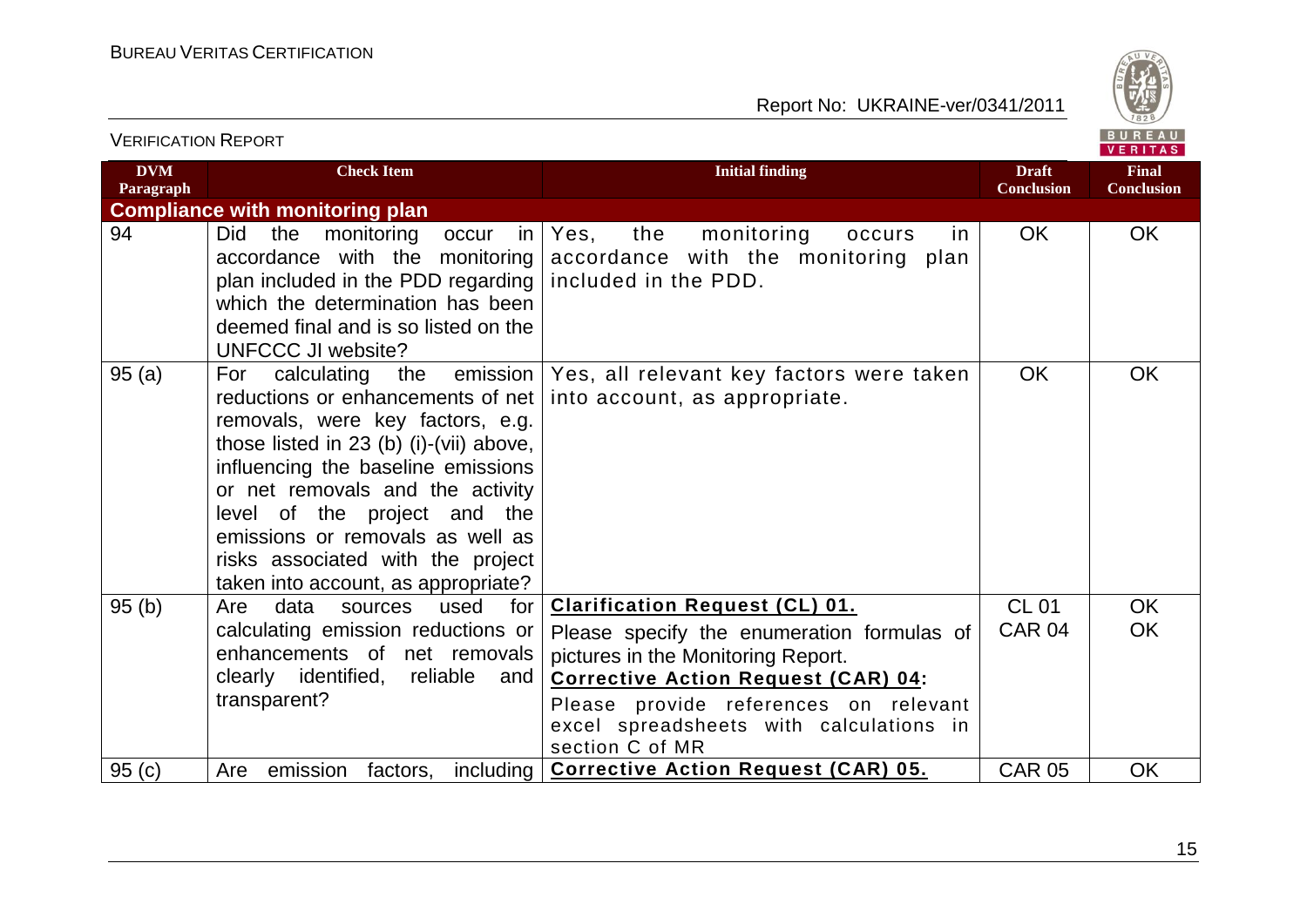| DVM Paragraph | Check Item | Initial finding | Draft Conclusion | Final Conclusion |
|---|---|---|---|---|
| **Compliance with monitoring plan** | | | | |
| 94 | Did the monitoring occur in accordance with the monitoring plan included in the PDD regarding which the determination has been deemed final and is so listed on the UNFCCC JI website? | Yes, the monitoring occurs in accordance with the monitoring plan included in the PDD. | OK | OK |
| 95 (a) | For calculating the emission reductions or enhancements of net removals, were key factors, e.g. those listed in 23 (b) (i)-(vii) above, influencing the baseline emissions or net removals and the activity level of the project and the emissions or removals as well as risks associated with the project taken into account, as appropriate? | Yes, all relevant key factors were taken into account, as appropriate. | OK | OK |
| 95 (b) | Are data sources used for calculating emission reductions or enhancements of net removals clearly identified, reliable and transparent? | **Clarification Request (CL) 01.**<br>Please specify the enumeration formulas of pictures in the Monitoring Report.<br>**Corrective Action Request (CAR) 04:**<br>Please provide references on relevant excel spreadsheets with calculations in section C of MR | CL 01<br>CAR 04 | OK<br>OK |
| 95 (c) | Are emission factors, including | **Corrective Action Request (CAR) 05.** | CAR 05 | OK |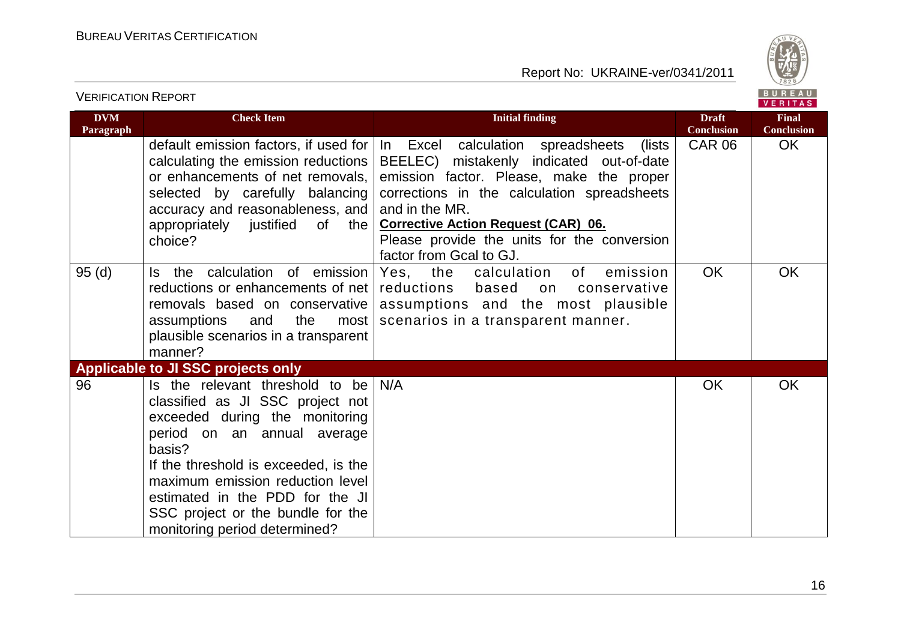| DVM Paragraph | Check Item | Initial finding | Draft Conclusion | Final Conclusion |
|---|---|---|---|---|
| | default emission factors, if used for calculating the emission reductions or enhancements of net removals, selected by carefully balancing accuracy and reasonableness, and appropriately justified of the choice? | In Excel calculation spreadsheets (lists BEELEC) mistakenly indicated out-of-date emission factor. Please, make the proper corrections in the calculation spreadsheets and in the MR. **Corrective Action Request (CAR) 06.** Please provide the units for the conversion factor from Gcal to GJ. | CAR 06 | OK |
| 95 (d) | Is the calculation of emission reductions or enhancements of net removals based on conservative assumptions and the most plausible scenarios in a transparent manner? | Yes, the calculation of emission reductions based on conservative assumptions and the most plausible scenarios in a transparent manner. | OK | OK |
| **Applicable to JI SSC projects only** | | | | |
| 96 | Is the relevant threshold to be classified as JI SSC project not exceeded during the monitoring period on an annual average basis? If the threshold is exceeded, is the maximum emission reduction level estimated in the PDD for the JI SSC project or the bundle for the monitoring period determined? | N/A | OK | OK |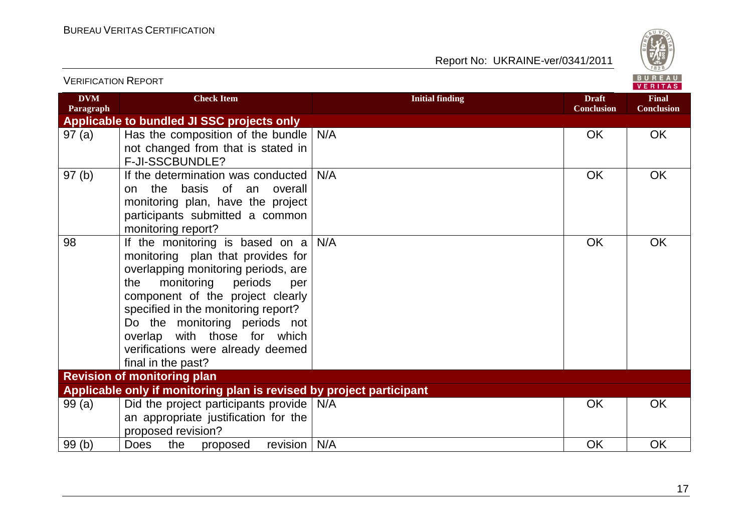| DVM Paragraph | Check Item | Initial finding | Draft Conclusion | Final Conclusion |
|---|---|---|---|---|
| **Applicable to bundled JI SSC projects only** | | | | |
| 97 (a) | Has the composition of the bundle not changed from that is stated in F-JI-SSCBUNDLE? | N/A | OK | OK |
| 97 (b) | If the determination was conducted on the basis of an overall monitoring plan, have the project participants submitted a common monitoring report? | N/A | OK | OK |
| 98 | If the monitoring is based on a monitoring plan that provides for overlapping monitoring periods, are the monitoring periods per component of the project clearly specified in the monitoring report? Do the monitoring periods not overlap with those for which verifications were already deemed final in the past? | N/A | OK | OK |
| **Revision of monitoring plan** | | | | |
| **Applicable only if monitoring plan is revised by project participant** | | | | |
| 99 (a) | Did the project participants provide an appropriate justification for the proposed revision? | N/A | OK | OK |
| 99 (b) | Does the proposed revision | N/A | OK | OK |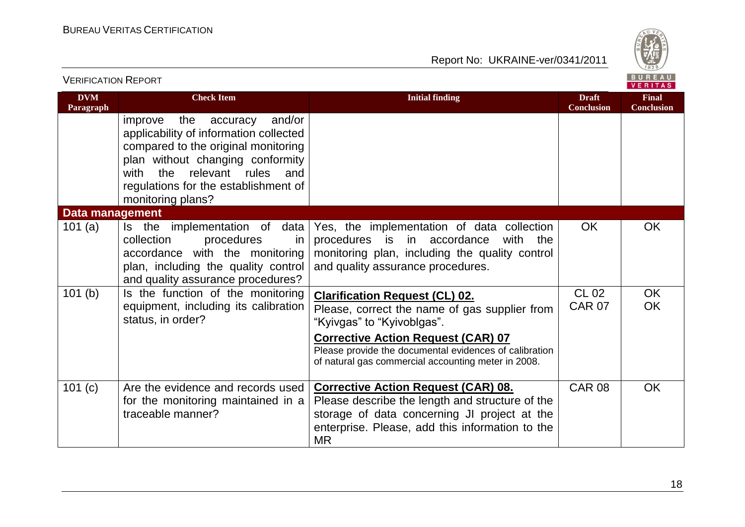| DVM Paragraph | Check Item | Initial finding | Draft Conclusion | Final Conclusion |
|---|---|---|---|---|
| | improve the accuracy and/or applicability of information collected compared to the original monitoring plan without changing conformity with the relevant rules and regulations for the establishment of monitoring plans? | | | |
| **Data management** | | | | |
| 101 (a) | Is the implementation of data collection procedures in accordance with the monitoring plan, including the quality control and quality assurance procedures? | Yes, the implementation of data collection procedures is in accordance with the monitoring plan, including the quality control and quality assurance procedures. | OK | OK |
| 101 (b) | Is the function of the monitoring equipment, including its calibration status, in order? | **Clarification Request (CL) 02.**<br>Please, correct the name of gas supplier from "Kyivgas" to "Kyivoblgas".<br>**Corrective Action Request (CAR) 07**<br>Please provide the documental evidences of calibration of natural gas commercial accounting meter in 2008. | CL 02<br>CAR 07 | OK<br>OK |
| 101 (c) | Are the evidence and records used for the monitoring maintained in a traceable manner? | **Corrective Action Request (CAR) 08.**<br>Please describe the length and structure of the storage of data concerning JI project at the enterprise. Please, add this information to the MR | CAR 08 | OK |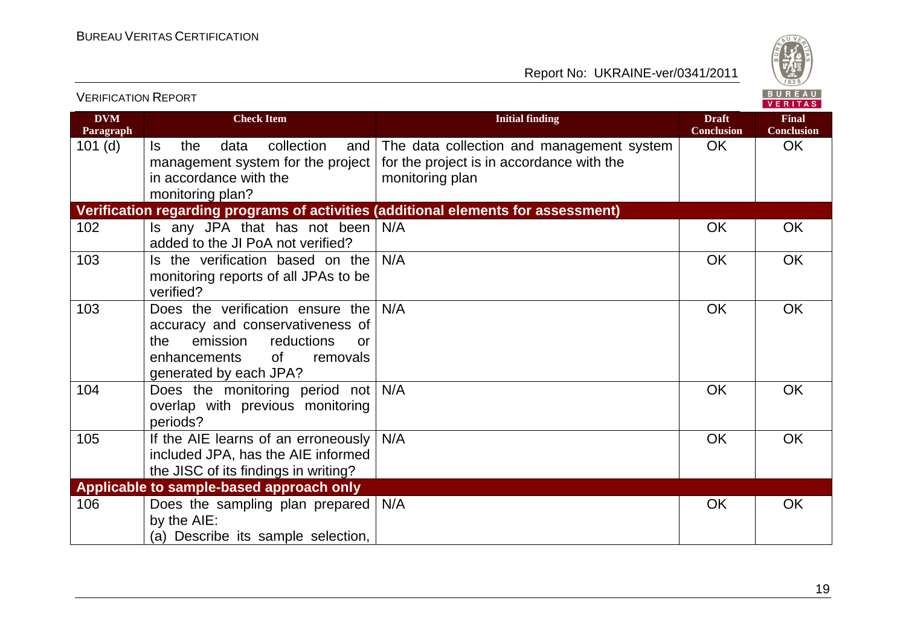| DVM Paragraph | Check Item | Initial finding | Draft Conclusion | Final Conclusion |
|---|---|---|---|---|
| 101 (d) | Is the data collection and management system for the project in accordance with the monitoring plan? | The data collection and management system for the project is in accordance with the monitoring plan | OK | OK |
| **Verification regarding programs of activities (additional elements for assessment)** | | | | |
| 102 | Is any JPA that has not been added to the JI PoA not verified? | N/A | OK | OK |
| 103 | Is the verification based on the monitoring reports of all JPAs to be verified? | N/A | OK | OK |
| 103 | Does the verification ensure the accuracy and conservativeness of the emission reductions or enhancements of removals generated by each JPA? | N/A | OK | OK |
| 104 | Does the monitoring period not overlap with previous monitoring periods? | N/A | OK | OK |
| 105 | If the AIE learns of an erroneously included JPA, has the AIE informed the JISC of its findings in writing? | N/A | OK | OK |
| **Applicable to sample-based approach only** | | | | |
| 106 | Does the sampling plan prepared by the AIE:<br>(a) Describe its sample selection, | N/A | OK | OK |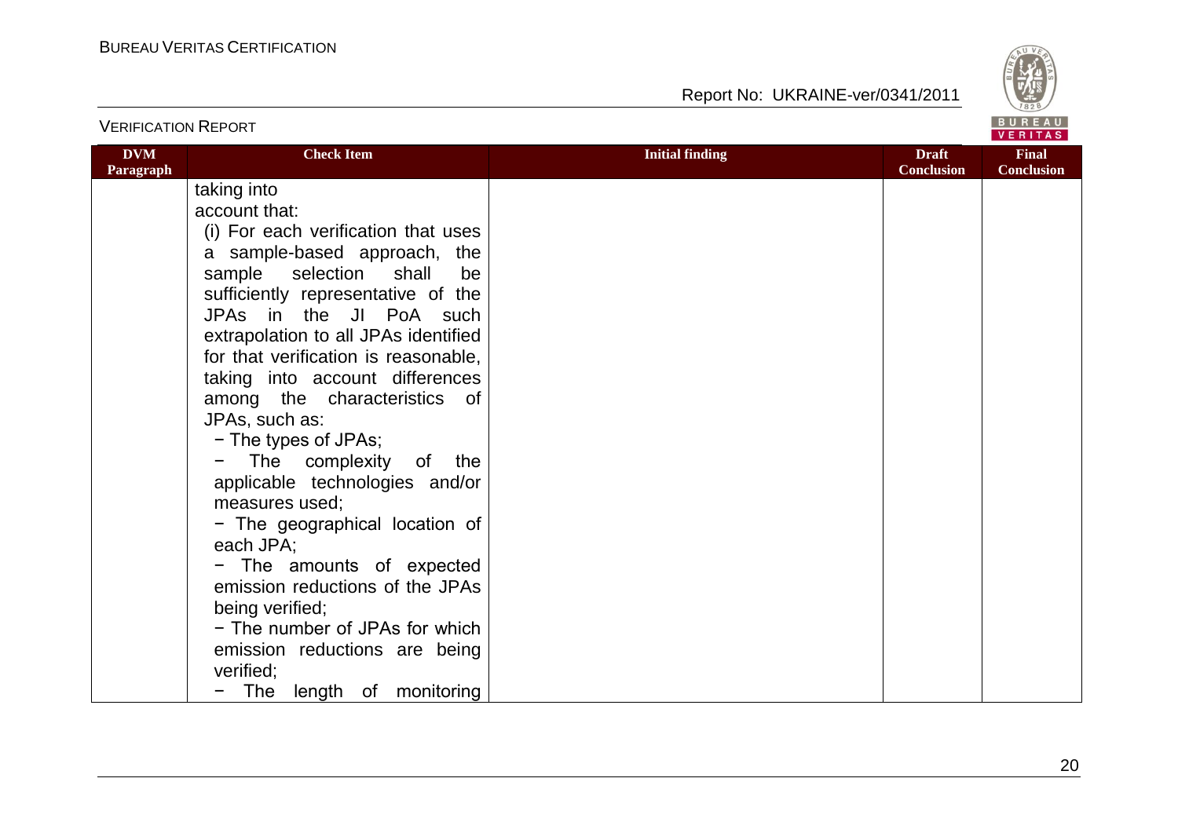| DVM Paragraph | Check Item | Initial finding | Draft Conclusion | Final Conclusion |
|---|---|---|---|---|
| | taking into account that:<br>(i) For each verification that uses a sample-based approach, the sample selection shall be sufficiently representative of the JPAs in the JI PoA such extrapolation to all JPAs identified for that verification is reasonable, taking into account differences among the characteristics of JPAs, such as:<br>− The types of JPAs;<br>− The complexity of the applicable technologies and/or measures used;<br>− The geographical location of each JPA;<br>− The amounts of expected emission reductions of the JPAs being verified;<br>− The number of JPAs for which emission reductions are being verified;<br>− The length of monitoring | | | |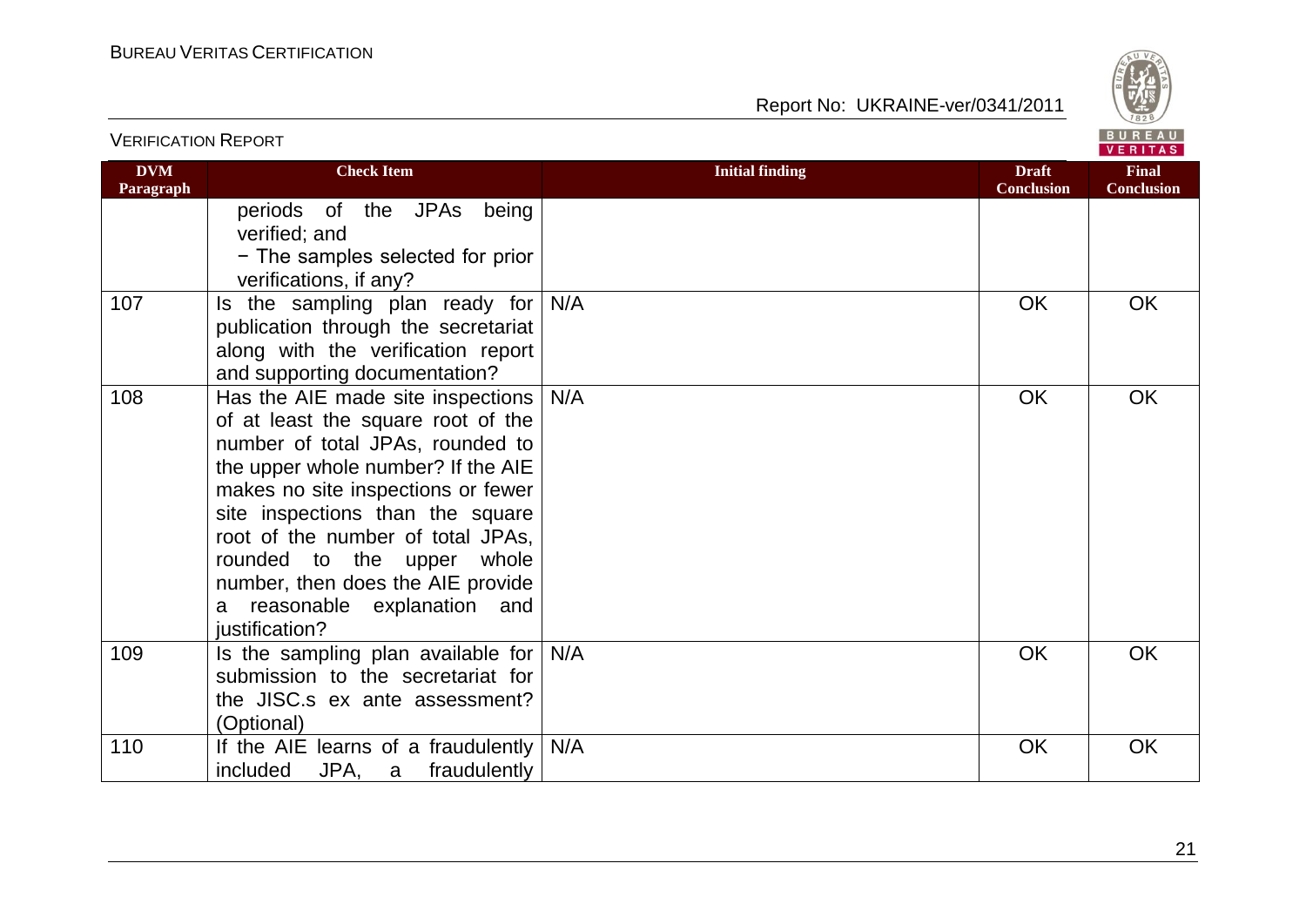| DVM Paragraph | Check Item | Initial finding | Draft Conclusion | Final Conclusion |
|---|---|---|---|---|
| | periods of the JPAs being verified; and<br>− The samples selected for prior verifications, if any? | | | |
| 107 | Is the sampling plan ready for publication through the secretariat along with the verification report and supporting documentation? | N/A | OK | OK |
| 108 | Has the AIE made site inspections of at least the square root of the number of total JPAs, rounded to the upper whole number? If the AIE makes no site inspections or fewer site inspections than the square root of the number of total JPAs, rounded to the upper whole number, then does the AIE provide a reasonable explanation and justification? | N/A | OK | OK |
| 109 | Is the sampling plan available for submission to the secretariat for the JISC.s ex ante assessment? (Optional) | N/A | OK | OK |
| 110 | If the AIE learns of a fraudulently included JPA, a fraudulently | N/A | OK | OK |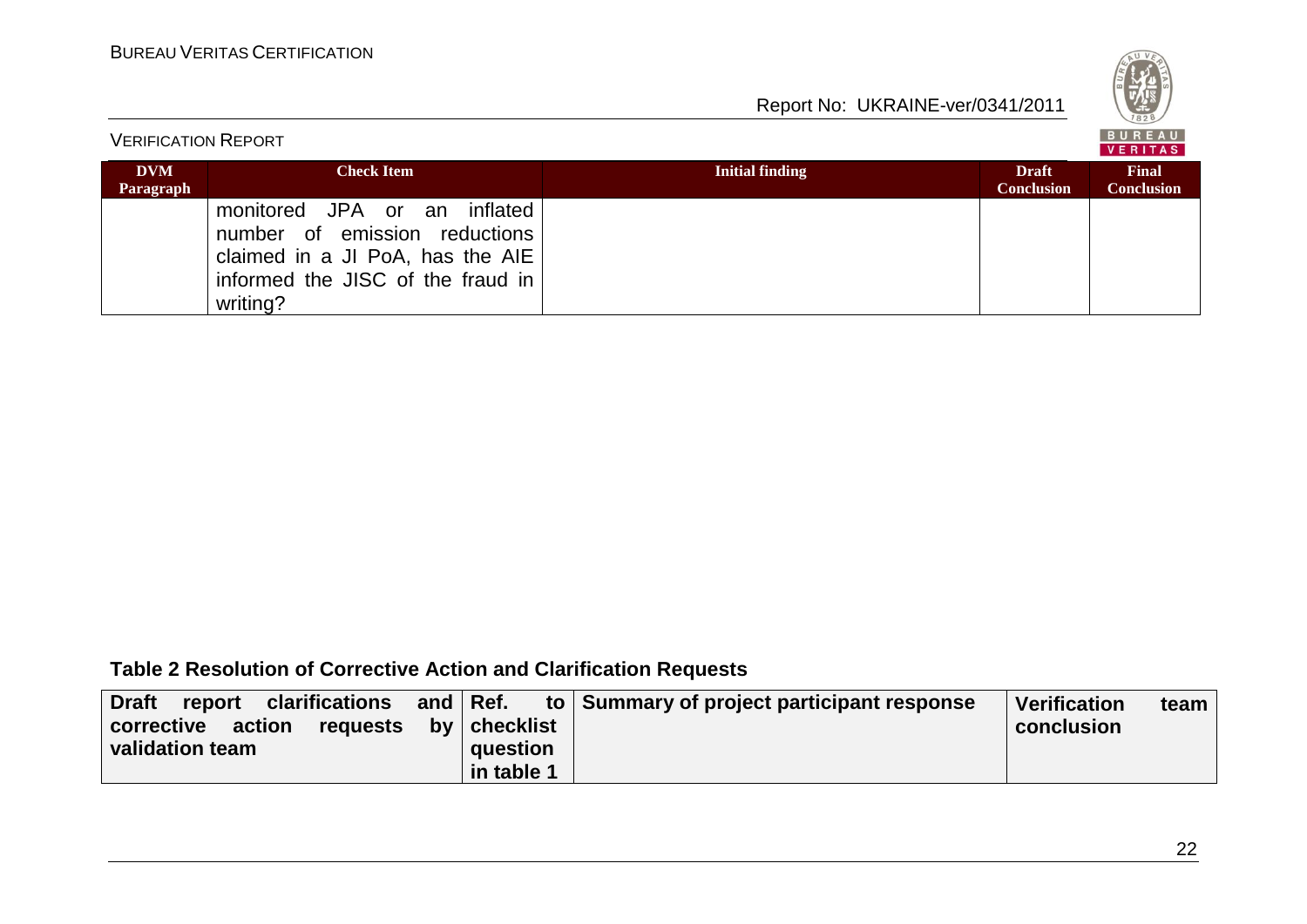| DVM Paragraph | Check Item | Initial finding | Draft Conclusion | Final Conclusion |
|---|---|---|---|---|
| | monitored JPA or an inflated number of emission reductions claimed in a JI PoA, has the AIE informed the JISC of the fraud in writing? | | | |

**Table 2 Resolution of Corrective Action and Clarification Requests**

| Draft report clarifications and corrective action requests by validation team | Ref. to checklist question in table 1 | Summary of project participant response | Verification team conclusion |
|---|---|---|---|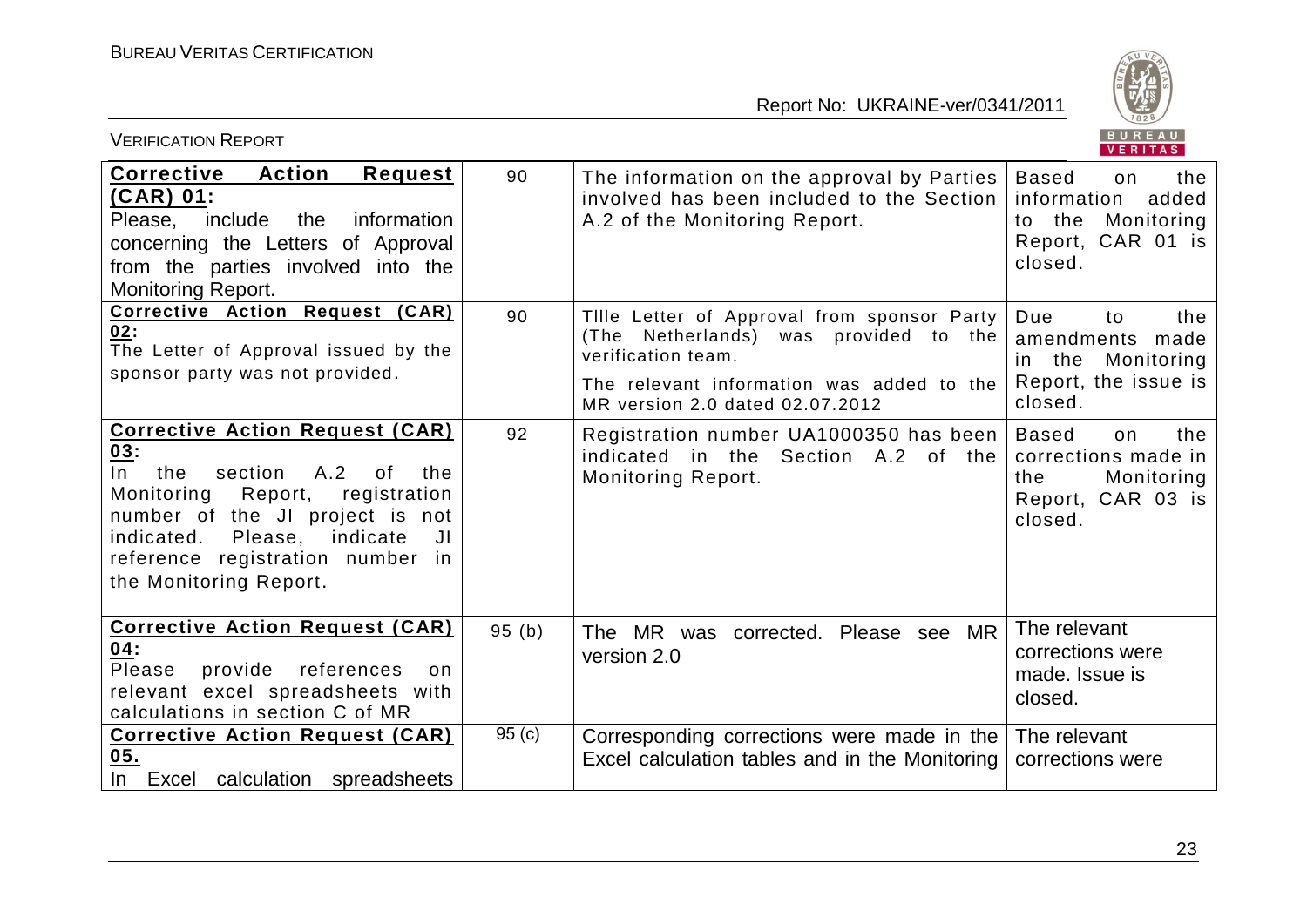| **Corrective Action Request (CAR) 01:** Please, include the information concerning the Letters of Approval from the parties involved into the Monitoring Report. | 90 | The information on the approval by Parties involved has been included to the Section A.2 of the Monitoring Report. | Based on the information added to the Monitoring Report, CAR 01 is closed. |
|---|---|---|---|
| **Corrective Action Request (CAR) 02:** The Letter of Approval issued by the sponsor party was not provided. | 90 | TIlle Letter of Approval from sponsor Party (The Netherlands) was provided to the verification team. The relevant information was added to the MR version 2.0 dated 02.07.2012 | Due to the amendments made in the Monitoring Report, the issue is closed. |
| **Corrective Action Request (CAR) 03:** In the section A.2 of the Monitoring Report, registration number of the JI project is not indicated. Please, indicate JI reference registration number in the Monitoring Report. | 92 | Registration number UA1000350 has been indicated in the Section A.2 of the Monitoring Report. | Based on the corrections made in the Monitoring Report, CAR 03 is closed. |
| **Corrective Action Request (CAR) 04:** Please provide references on relevant excel spreadsheets with calculations in section C of MR | 95 (b) | The MR was corrected. Please see MR version 2.0 | The relevant corrections were made. Issue is closed. |
| **Corrective Action Request (CAR) 05.** In Excel calculation spreadsheets | 95 (c) | Corresponding corrections were made in the Excel calculation tables and in the Monitoring | The relevant corrections were |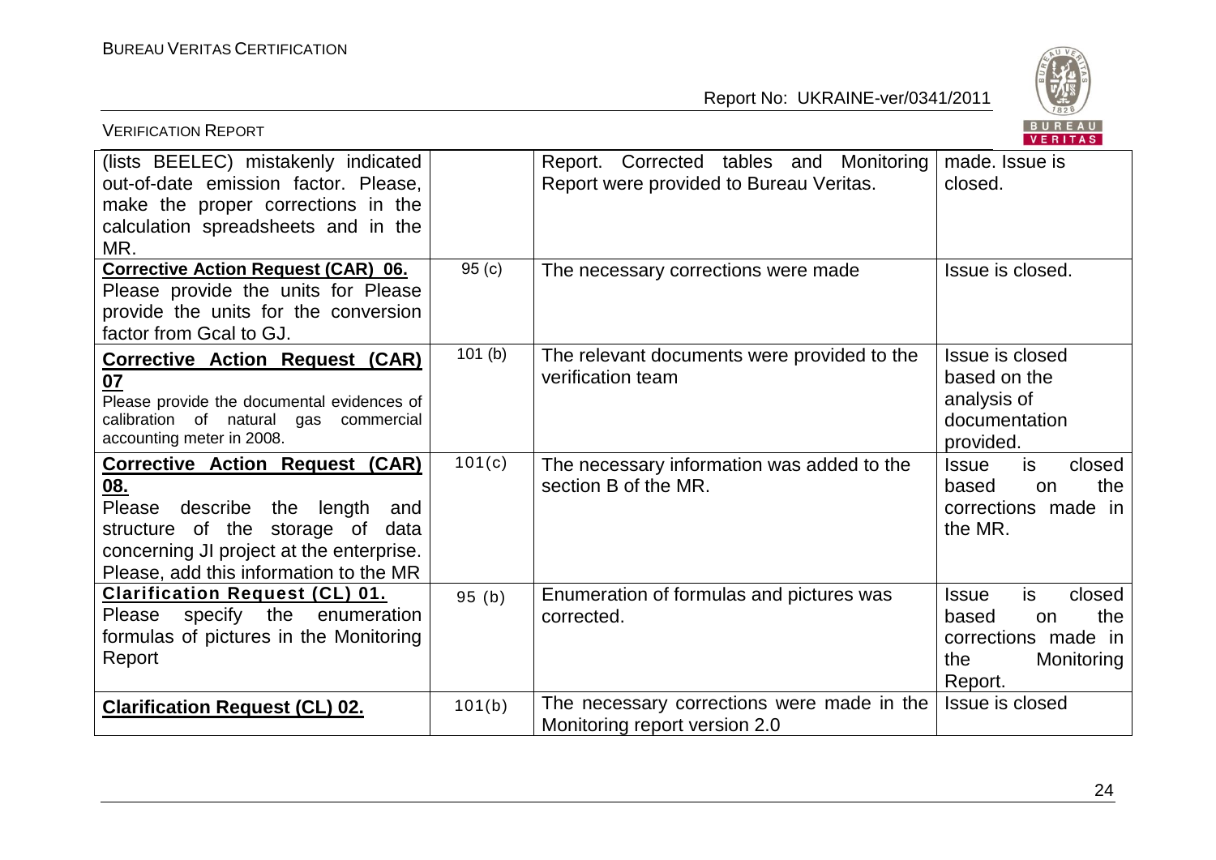| | | | |
|---|---|---|---|
| (lists BEELEC) mistakenly indicated out-of-date emission factor. Please, make the proper corrections in the calculation spreadsheets and in the MR. | | Report. Corrected tables and Monitoring Report were provided to Bureau Veritas. | made. Issue is closed. |
| **Corrective Action Request (CAR) 06.** Please provide the units for Please provide the units for the conversion factor from Gcal to GJ. | 95 (c) | The necessary corrections were made | Issue is closed. |
| **Corrective Action Request (CAR) 07** Please provide the documental evidences of calibration of natural gas commercial accounting meter in 2008. | 101 (b) | The relevant documents were provided to the verification team | Issue is closed based on the analysis of documentation provided. |
| **Corrective Action Request (CAR) 08.** Please describe the length and structure of the storage of data concerning JI project at the enterprise. Please, add this information to the MR | 101(c) | The necessary information was added to the section B of the MR. | Issue is closed based on the corrections made in the MR. |
| **Clarification Request (CL) 01.** Please specify the enumeration formulas of pictures in the Monitoring Report | 95 (b) | Enumeration of formulas and pictures was corrected. | Issue is closed based on the corrections made in the Monitoring Report. |
| **Clarification Request (CL) 02.** | 101(b) | The necessary corrections were made in the Monitoring report version 2.0 | Issue is closed |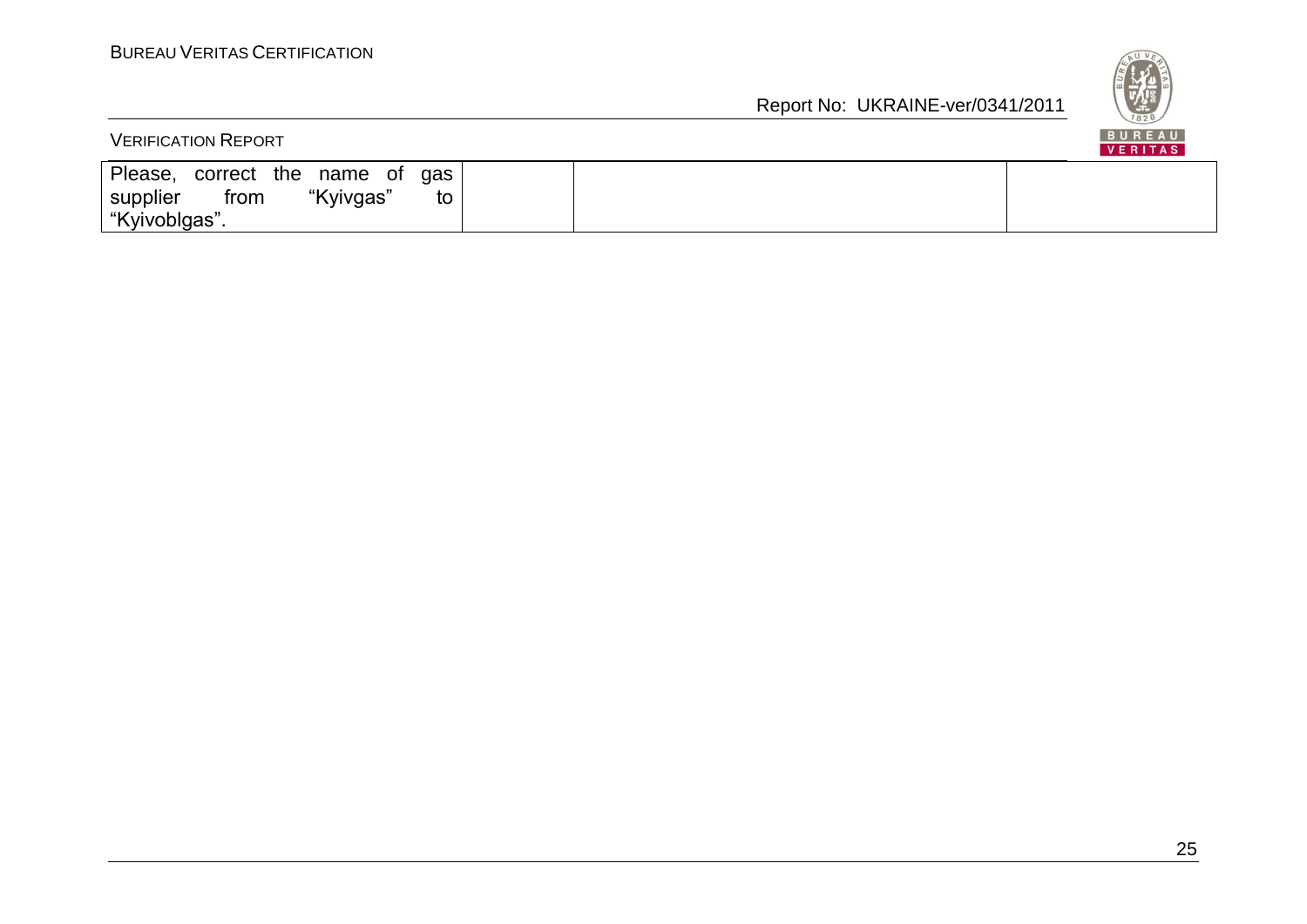| | | | |
|---|---|---|---|
| Please, correct the name of gas supplier from "Kyivgas" to "Kyivoblgas". | | | |